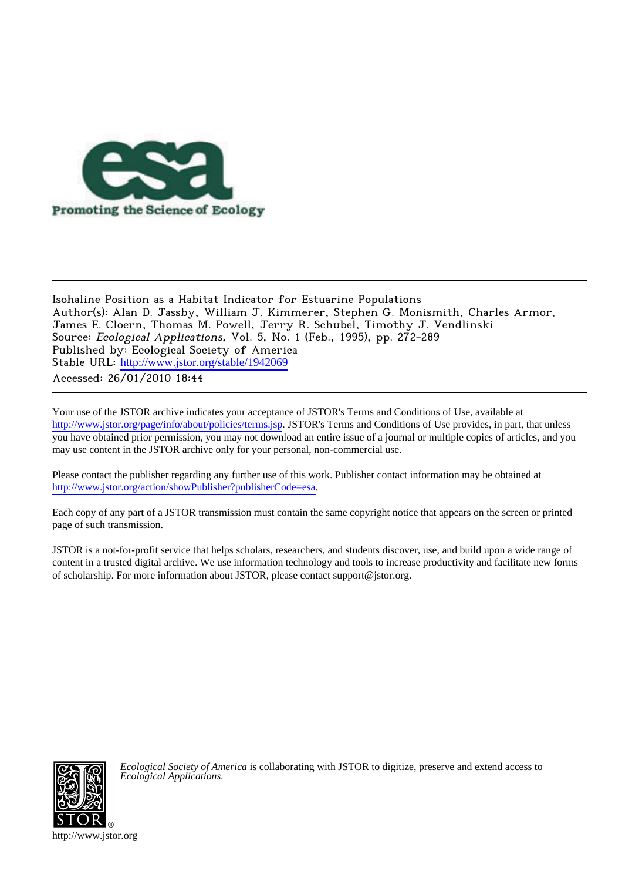Promoting the Science of Ecology

Isohaline Position as a Habitat Indicator for Estuarine Populations
Author(s): Alan D. Jassby, William J. Kimmerer, Stephen G. Monismith, Charles Armor, James E. Cloern, Thomas M. Powell, Jerry R. Schubel, Timothy J. Vendlinski
Source: *Ecological Applications*, Vol. 5, No. 1 (Feb., 1995), pp. 272-289
Published by: Ecological Society of America
Stable URL: http://www.jstor.org/stable/1942069
Accessed: 26/01/2010 18:44

Your use of the JSTOR archive indicates your acceptance of JSTOR's Terms and Conditions of Use, available at http://www.jstor.org/page/info/about/policies/terms.jsp. JSTOR's Terms and Conditions of Use provides, in part, that unless you have obtained prior permission, you may not download an entire issue of a journal or multiple copies of articles, and you may use content in the JSTOR archive only for your personal, non-commercial use.

Please contact the publisher regarding any further use of this work. Publisher contact information may be obtained at http://www.jstor.org/action/showPublisher?publisherCode=esa.

Each copy of any part of a JSTOR transmission must contain the same copyright notice that appears on the screen or printed page of such transmission.

JSTOR is a not-for-profit service that helps scholars, researchers, and students discover, use, and build upon a wide range of content in a trusted digital archive. We use information technology and tools to increase productivity and facilitate new forms of scholarship. For more information about JSTOR, please contact support@jstor.org.

*Ecological Society of America* is collaborating with JSTOR to digitize, preserve and extend access to *Ecological Applications.*

http://www.jstor.org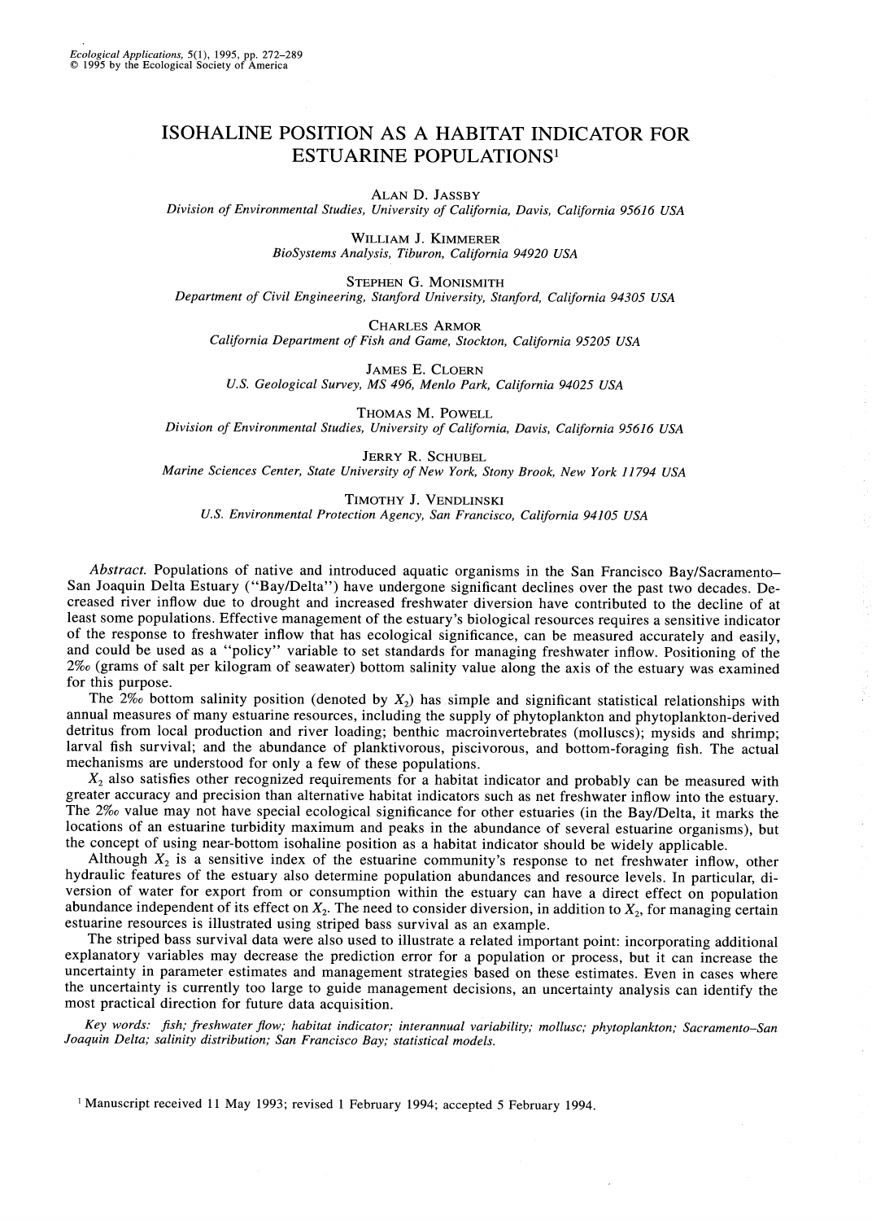# ISOHALINE POSITION AS A HABITAT INDICATOR FOR ESTUARINE POPULATIONS[1]

Alan D. Jassby
*Division of Environmental Studies, University of California, Davis, California 95616 USA*

William J. Kimmerer
*BioSystems Analysis, Tiburon, California 94920 USA*

Stephen G. Monismith
*Department of Civil Engineering, Stanford University, Stanford, California 94305 USA*

Charles Armor
*California Department of Fish and Game, Stockton, California 95205 USA*

James E. Cloern
*U.S. Geological Survey, MS 496, Menlo Park, California 94025 USA*

Thomas M. Powell
*Division of Environmental Studies, University of California, Davis, California 95616 USA*

Jerry R. Schubel
*Marine Sciences Center, State University of New York, Stony Brook, New York 11794 USA*

Timothy J. Vendlinski
*U.S. Environmental Protection Agency, San Francisco, California 94105 USA*

*Abstract.* Populations of native and introduced aquatic organisms in the San Francisco Bay/Sacramento–San Joaquin Delta Estuary ("Bay/Delta") have undergone significant declines over the past two decades. Decreased river inflow due to drought and increased freshwater diversion have contributed to the decline of at least some populations. Effective management of the estuary's biological resources requires a sensitive indicator of the response to freshwater inflow that has ecological significance, can be measured accurately and easily, and could be used as a "policy" variable to set standards for managing freshwater inflow. Positioning of the 2‰ (grams of salt per kilogram of seawater) bottom salinity value along the axis of the estuary was examined for this purpose.

The 2‰ bottom salinity position (denoted by $X_2$) has simple and significant statistical relationships with annual measures of many estuarine resources, including the supply of phytoplankton and phytoplankton-derived detritus from local production and river loading; benthic macroinvertebrates (molluscs); mysids and shrimp; larval fish survival; and the abundance of planktivorous, piscivorous, and bottom-foraging fish. The actual mechanisms are understood for only a few of these populations.

$X_2$ also satisfies other recognized requirements for a habitat indicator and probably can be measured with greater accuracy and precision than alternative habitat indicators such as net freshwater inflow into the estuary. The 2‰ value may not have special ecological significance for other estuaries (in the Bay/Delta, it marks the locations of an estuarine turbidity maximum and peaks in the abundance of several estuarine organisms), but the concept of using near-bottom isohaline position as a habitat indicator should be widely applicable.

Although $X_2$ is a sensitive index of the estuarine community's response to net freshwater inflow, other hydraulic features of the estuary also determine population abundances and resource levels. In particular, diversion of water for export from or consumption within the estuary can have a direct effect on population abundance independent of its effect on $X_2$. The need to consider diversion, in addition to $X_2$, for managing certain estuarine resources is illustrated using striped bass survival as an example.

The striped bass survival data were also used to illustrate a related important point: incorporating additional explanatory variables may decrease the prediction error for a population or process, but it can increase the uncertainty in parameter estimates and management strategies based on these estimates. Even in cases where the uncertainty is currently too large to guide management decisions, an uncertainty analysis can identify the most practical direction for future data acquisition.

*Key words: fish; freshwater flow; habitat indicator; interannual variability; mollusc; phytoplankton; Sacramento–San Joaquin Delta; salinity distribution; San Francisco Bay; statistical models.*

[1] Manuscript received 11 May 1993; revised 1 February 1994; accepted 5 February 1994.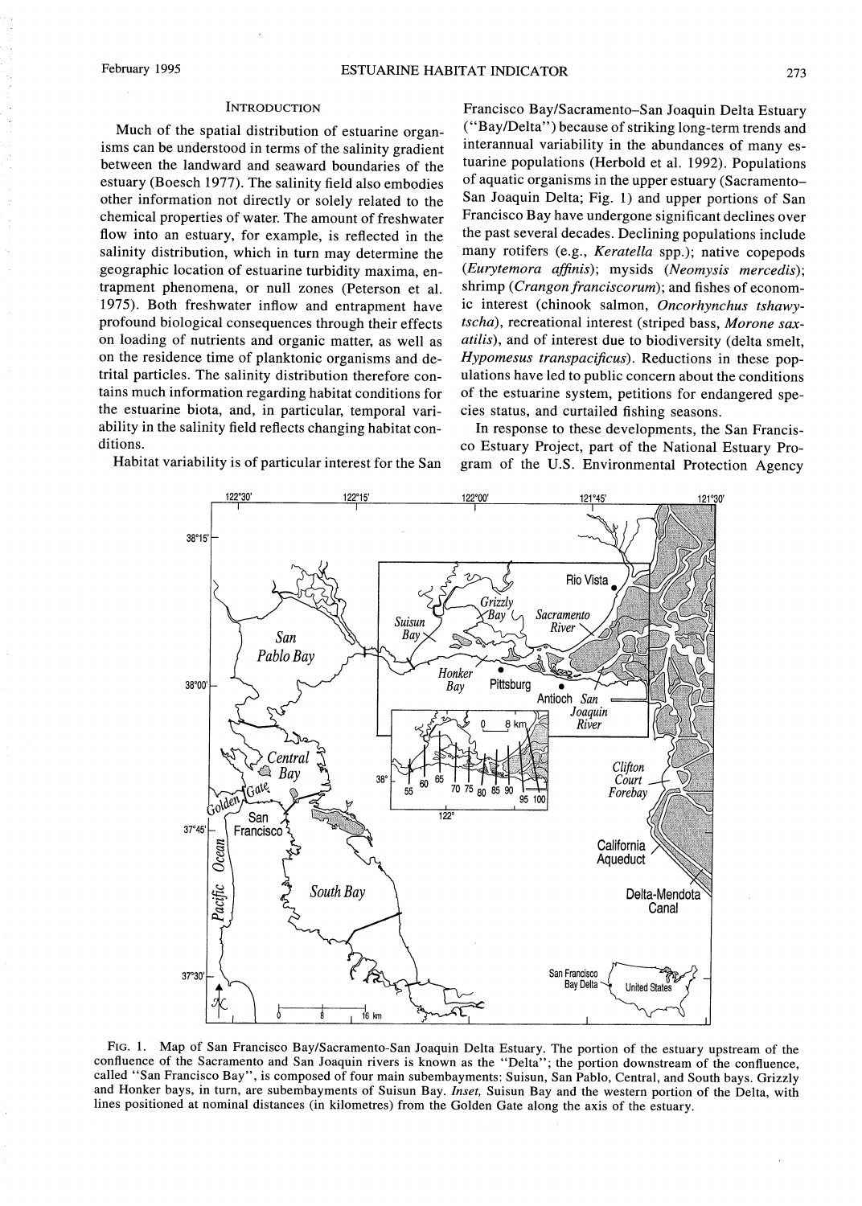## INTRODUCTION

Much of the spatial distribution of estuarine organisms can be understood in terms of the salinity gradient between the landward and seaward boundaries of the estuary (Boesch 1977). The salinity field also embodies other information not directly or solely related to the chemical properties of water. The amount of freshwater flow into an estuary, for example, is reflected in the salinity distribution, which in turn may determine the geographic location of estuarine turbidity maxima, entrapment phenomena, or null zones (Peterson et al. 1975). Both freshwater inflow and entrapment have profound biological consequences through their effects on loading of nutrients and organic matter, as well as on the residence time of planktonic organisms and detrital particles. The salinity distribution therefore contains much information regarding habitat conditions for the estuarine biota, and, in particular, temporal variability in the salinity field reflects changing habitat conditions.

Habitat variability is of particular interest for the San Francisco Bay/Sacramento–San Joaquin Delta Estuary ("Bay/Delta") because of striking long-term trends and interannual variability in the abundances of many estuarine populations (Herbold et al. 1992). Populations of aquatic organisms in the upper estuary (Sacramento–San Joaquin Delta; Fig. 1) and upper portions of San Francisco Bay have undergone significant declines over the past several decades. Declining populations include many rotifers (e.g., *Keratella* spp.); native copepods (*Eurytemora affinis*); mysids (*Neomysis mercedis*); shrimp (*Crangon franciscorum*); and fishes of economic interest (chinook salmon, *Oncorhynchus tshawytscha*), recreational interest (striped bass, *Morone saxatilis*), and of interest due to biodiversity (delta smelt, *Hypomesus transpacificus*). Reductions in these populations have led to public concern about the conditions of the estuarine system, petitions for endangered species status, and curtailed fishing seasons.

In response to these developments, the San Francisco Estuary Project, part of the National Estuary Program of the U.S. Environmental Protection Agency

FIG. 1. Map of San Francisco Bay/Sacramento-San Joaquin Delta Estuary. The portion of the estuary upstream of the confluence of the Sacramento and San Joaquin rivers is known as the "Delta"; the portion downstream of the confluence, called "San Francisco Bay", is composed of four main subembayments: Suisun, San Pablo, Central, and South bays. Grizzly and Honker bays, in turn, are subembayments of Suisun Bay. *Inset,* Suisun Bay and the western portion of the Delta, with lines positioned at nominal distances (in kilometres) from the Golden Gate along the axis of the estuary.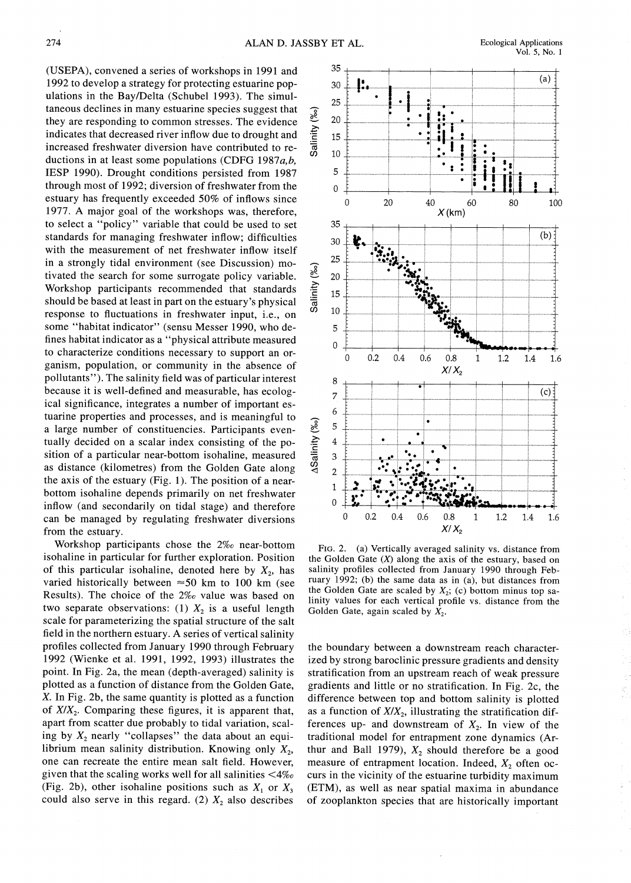(USEPA), convened a series of workshops in 1991 and 1992 to develop a strategy for protecting estuarine populations in the Bay/Delta (Schubel 1993). The simultaneous declines in many estuarine species suggest that they are responding to common stresses. The evidence indicates that decreased river inflow due to drought and increased freshwater diversion have contributed to reductions in at least some populations (CDFG 1987*a*,*b*, IESP 1990). Drought conditions persisted from 1987 through most of 1992; diversion of freshwater from the estuary has frequently exceeded 50% of inflows since 1977. A major goal of the workshops was, therefore, to select a "policy" variable that could be used to set standards for managing freshwater inflow; difficulties with the measurement of net freshwater inflow itself in a strongly tidal environment (see Discussion) motivated the search for some surrogate policy variable. Workshop participants recommended that standards should be based at least in part on the estuary's physical response to fluctuations in freshwater input, i.e., on some "habitat indicator" (*sensu* Messer 1990, who defines habitat indicator as a "physical attribute measured to characterize conditions necessary to support an organism, population, or community in the absence of pollutants"). The salinity field was of particular interest because it is well-defined and measurable, has ecological significance, integrates a number of important estuarine properties and processes, and is meaningful to a large number of constituencies. Participants eventually decided on a scalar index consisting of the position of a particular near-bottom isohaline, measured as distance (kilometres) from the Golden Gate along the axis of the estuary (Fig. 1). The position of a near-bottom isohaline depends primarily on net freshwater inflow (and secondarily on tidal stage) and therefore can be managed by regulating freshwater diversions from the estuary.

Workshop participants chose the 2‰ near-bottom isohaline in particular for further exploration. Position of this particular isohaline, denoted here by $X_2$, has varied historically between ≈50 km to 100 km (see Results). The choice of the 2‰ value was based on two separate observations: (1) $X_2$ is a useful length scale for parameterizing the spatial structure of the salt field in the northern estuary. A series of vertical salinity profiles collected from January 1990 through February 1992 (Wienke et al. 1991, 1992, 1993) illustrates the point. In Fig. 2a, the mean (depth-averaged) salinity is plotted as a function of distance from the Golden Gate, $X$. In Fig. 2b, the same quantity is plotted as a function of $X/X_2$. Comparing these figures, it is apparent that, apart from scatter due probably to tidal variation, scaling by $X_2$ nearly "collapses" the data about an equilibrium mean salinity distribution. Knowing only $X_2$, one can recreate the entire mean salt field. However, given that the scaling works well for all salinities <4‰ (Fig. 2b), other isohaline positions such as $X_1$ or $X_3$ could also serve in this regard. (2) $X_2$ also describes the boundary between a downstream reach characterized by strong baroclinic pressure gradients and density stratification from an upstream reach of weak pressure gradients and little or no stratification. In Fig. 2c, the difference between top and bottom salinity is plotted as a function of $X/X_2$, illustrating the stratification differences up- and downstream of $X_2$. In view of the traditional model for entrapment zone dynamics (Arthur and Ball 1979), $X_2$ should therefore be a good measure of entrapment location. Indeed, $X_2$ often occurs in the vicinity of the estuarine turbidity maximum (ETM), as well as near spatial maxima in abundance of zooplankton species that are historically important

FIG. 2. (a) Vertically averaged salinity vs. distance from the Golden Gate ($X$) along the axis of the estuary, based on salinity profiles collected from January 1990 through February 1992; (b) the same data as in (a), but distances from the Golden Gate are scaled by $X_2$; (c) bottom minus top salinity values for each vertical profile vs. distance from the Golden Gate, again scaled by $X_2$.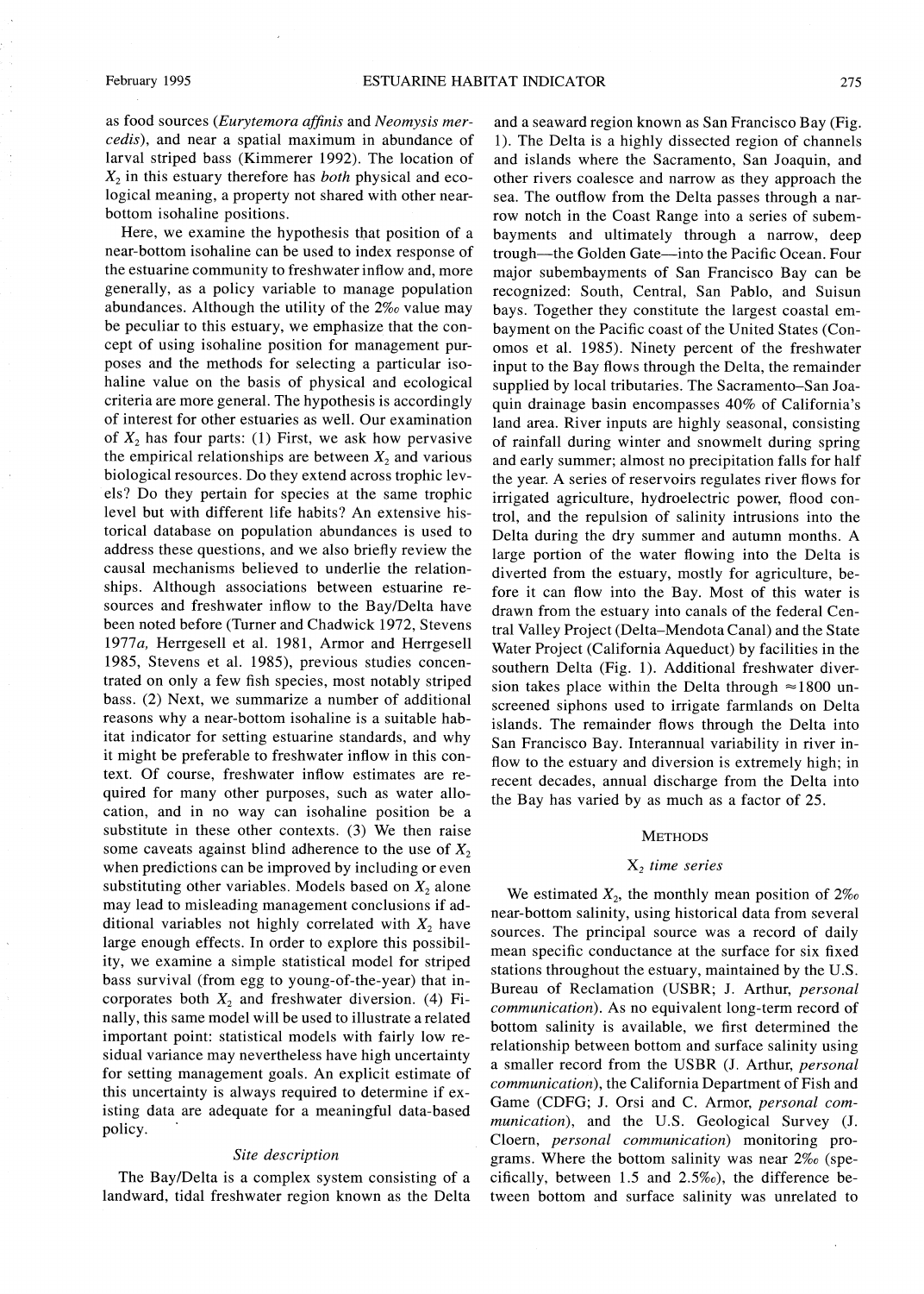as food sources (*Eurytemora affinis* and *Neomysis mercedis*), and near a spatial maximum in abundance of larval striped bass (Kimmerer 1992). The location of $X_2$ in this estuary therefore has *both* physical and ecological meaning, a property not shared with other near-bottom isohaline positions.

Here, we examine the hypothesis that position of a near-bottom isohaline can be used to index response of the estuarine community to freshwater inflow and, more generally, as a policy variable to manage population abundances. Although the utility of the 2‰ value may be peculiar to this estuary, we emphasize that the concept of using isohaline position for management purposes and the methods for selecting a particular isohaline value on the basis of physical and ecological criteria are more general. The hypothesis is accordingly of interest for other estuaries as well. Our examination of $X_2$ has four parts: (1) First, we ask how pervasive the empirical relationships are between $X_2$ and various biological resources. Do they extend across trophic levels? Do they pertain for species at the same trophic level but with different life habits? An extensive historical database on population abundances is used to address these questions, and we also briefly review the causal mechanisms believed to underlie the relationships. Although associations between estuarine resources and freshwater inflow to the Bay/Delta have been noted before (Turner and Chadwick 1972, Stevens 1977*a*, Herrgesell et al. 1981, Armor and Herrgesell 1985, Stevens et al. 1985), previous studies concentrated on only a few fish species, most notably striped bass. (2) Next, we summarize a number of additional reasons why a near-bottom isohaline is a suitable habitat indicator for setting estuarine standards, and why it might be preferable to freshwater inflow in this context. Of course, freshwater inflow estimates are required for many other purposes, such as water allocation, and in no way can isohaline position be a substitute in these other contexts. (3) We then raise some caveats against blind adherence to the use of $X_2$ when predictions can be improved by including or even substituting other variables. Models based on $X_2$ alone may lead to misleading management conclusions if additional variables not highly correlated with $X_2$ have large enough effects. In order to explore this possibility, we examine a simple statistical model for striped bass survival (from egg to young-of-the-year) that incorporates both $X_2$ and freshwater diversion. (4) Finally, this same model will be used to illustrate a related important point: statistical models with fairly low residual variance may nevertheless have high uncertainty for setting management goals. An explicit estimate of this uncertainty is always required to determine if existing data are adequate for a meaningful data-based policy.

### *Site description*

The Bay/Delta is a complex system consisting of a landward, tidal freshwater region known as the Delta and a seaward region known as San Francisco Bay (Fig. 1). The Delta is a highly dissected region of channels and islands where the Sacramento, San Joaquin, and other rivers coalesce and narrow as they approach the sea. The outflow from the Delta passes through a narrow notch in the Coast Range into a series of subembayments and ultimately through a narrow, deep trough—the Golden Gate—into the Pacific Ocean. Four major subembayments of San Francisco Bay can be recognized: South, Central, San Pablo, and Suisun bays. Together they constitute the largest coastal embayment on the Pacific coast of the United States (Conomos et al. 1985). Ninety percent of the freshwater input to the Bay flows through the Delta, the remainder supplied by local tributaries. The Sacramento–San Joaquin drainage basin encompasses 40% of California's land area. River inputs are highly seasonal, consisting of rainfall during winter and snowmelt during spring and early summer; almost no precipitation falls for half the year. A series of reservoirs regulates river flows for irrigated agriculture, hydroelectric power, flood control, and the repulsion of salinity intrusions into the Delta during the dry summer and autumn months. A large portion of the water flowing into the Delta is diverted from the estuary, mostly for agriculture, before it can flow into the Bay. Most of this water is drawn from the estuary into canals of the federal Central Valley Project (Delta–Mendota Canal) and the State Water Project (California Aqueduct) by facilities in the southern Delta (Fig. 1). Additional freshwater diversion takes place within the Delta through ≈1800 unscreened siphons used to irrigate farmlands on Delta islands. The remainder flows through the Delta into San Francisco Bay. Interannual variability in river inflow to the estuary and diversion is extremely high; in recent decades, annual discharge from the Delta into the Bay has varied by as much as a factor of 25.

## METHODS

### $X_2$ *time series*

We estimated $X_2$, the monthly mean position of 2‰ near-bottom salinity, using historical data from several sources. The principal source was a record of daily mean specific conductance at the surface for six fixed stations throughout the estuary, maintained by the U.S. Bureau of Reclamation (USBR; J. Arthur, *personal communication*). As no equivalent long-term record of bottom salinity is available, we first determined the relationship between bottom and surface salinity using a smaller record from the USBR (J. Arthur, *personal communication*), the California Department of Fish and Game (CDFG; J. Orsi and C. Armor, *personal communication*), and the U.S. Geological Survey (J. Cloern, *personal communication*) monitoring programs. Where the bottom salinity was near 2‰ (specifically, between 1.5 and 2.5‰), the difference between bottom and surface salinity was unrelated to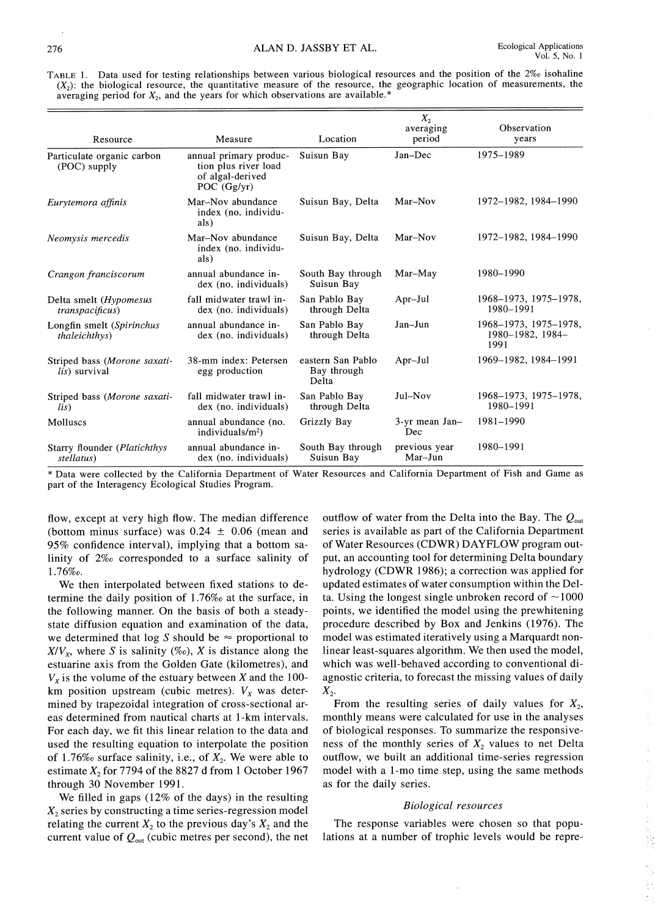TABLE 1. Data used for testing relationships between various biological resources and the position of the 2‰ isohaline ($X_2$): the biological resource, the quantitative measure of the resource, the geographic location of measurements, the averaging period for $X_2$, and the years for which observations are available.*

| Resource | Measure | Location | $X_2$ averaging period | Observation years |
|---|---|---|---|---|
| Particulate organic carbon (POC) supply | annual primary production plus river load of algal-derived POC (Gg/yr) | Suisun Bay | Jan–Dec | 1975–1989 |
| *Eurytemora affinis* | Mar–Nov abundance index (no. individuals) | Suisun Bay, Delta | Mar–Nov | 1972–1982, 1984–1990 |
| *Neomysis mercedis* | Mar–Nov abundance index (no. individuals) | Suisun Bay, Delta | Mar–Nov | 1972–1982, 1984–1990 |
| *Crangon franciscorum* | annual abundance index (no. individuals) | South Bay through Suisun Bay | Mar–May | 1980–1990 |
| Delta smelt (*Hypomesus transpacificus*) | fall midwater trawl index (no. individuals) | San Pablo Bay through Delta | Apr–Jul | 1968–1973, 1975–1978, 1980–1991 |
| Longfin smelt (*Spirinchus thaleichthys*) | annual abundance index (no. individuals) | San Pablo Bay through Delta | Jan–Jun | 1968–1973, 1975–1978, 1980–1982, 1984–1991 |
| Striped bass (*Morone saxatilis*) survival | 38-mm index: Petersen egg production | eastern San Pablo Bay through Delta | Apr–Jul | 1969–1982, 1984–1991 |
| Striped bass (*Morone saxatilis*) | fall midwater trawl index (no. individuals) | San Pablo Bay through Delta | Jul–Nov | 1968–1973, 1975–1978, 1980–1991 |
| Molluscs | annual abundance (no. individuals/m$^2$) | Grizzly Bay | 3-yr mean Jan–Dec | 1981–1990 |
| Starry flounder (*Platichthys stellatus*) | annual abundance index (no. individuals) | South Bay through Suisun Bay | previous year Mar–Jun | 1980–1991 |

\* Data were collected by the California Department of Water Resources and California Department of Fish and Game as part of the Interagency Ecological Studies Program.

flow, except at very high flow. The median difference (bottom minus surface) was 0.24 ± 0.06 (mean and 95% confidence interval), implying that a bottom salinity of 2‰ corresponded to a surface salinity of 1.76‰.

We then interpolated between fixed stations to determine the daily position of 1.76‰ at the surface, in the following manner. On the basis of both a steady-state diffusion equation and examination of the data, we determined that log $S$ should be ≈ proportional to $X/V_X$, where $S$ is salinity (‰), $X$ is distance along the estuarine axis from the Golden Gate (kilometres), and $V_X$ is the volume of the estuary between $X$ and the 100-km position upstream (cubic metres). $V_X$ was determined by trapezoidal integration of cross-sectional areas determined from nautical charts at 1-km intervals. For each day, we fit this linear relation to the data and used the resulting equation to interpolate the position of 1.76‰ surface salinity, i.e., of $X_2$. We were able to estimate $X_2$ for 7794 of the 8827 d from 1 October 1967 through 30 November 1991.

We filled in gaps (12% of the days) in the resulting $X_2$ series by constructing a time series-regression model relating the current $X_2$ to the previous day's $X_2$ and the current value of $Q_{out}$ (cubic metres per second), the net outflow of water from the Delta into the Bay. The $Q_{out}$ series is available as part of the California Department of Water Resources (CDWR) DAYFLOW program output, an accounting tool for determining Delta boundary hydrology (CDWR 1986); a correction was applied for updated estimates of water consumption within the Delta. Using the longest single unbroken record of ~1000 points, we identified the model using the prewhitening procedure described by Box and Jenkins (1976). The model was estimated iteratively using a Marquardt nonlinear least-squares algorithm. We then used the model, which was well-behaved according to conventional diagnostic criteria, to forecast the missing values of daily $X_2$.

From the resulting series of daily values for $X_2$, monthly means were calculated for use in the analyses of biological responses. To summarize the responsiveness of the monthly series of $X_2$ values to net Delta outflow, we built an additional time-series regression model with a 1-mo time step, using the same methods as for the daily series.

### *Biological resources*

The response variables were chosen so that populations at a number of trophic levels would be repre-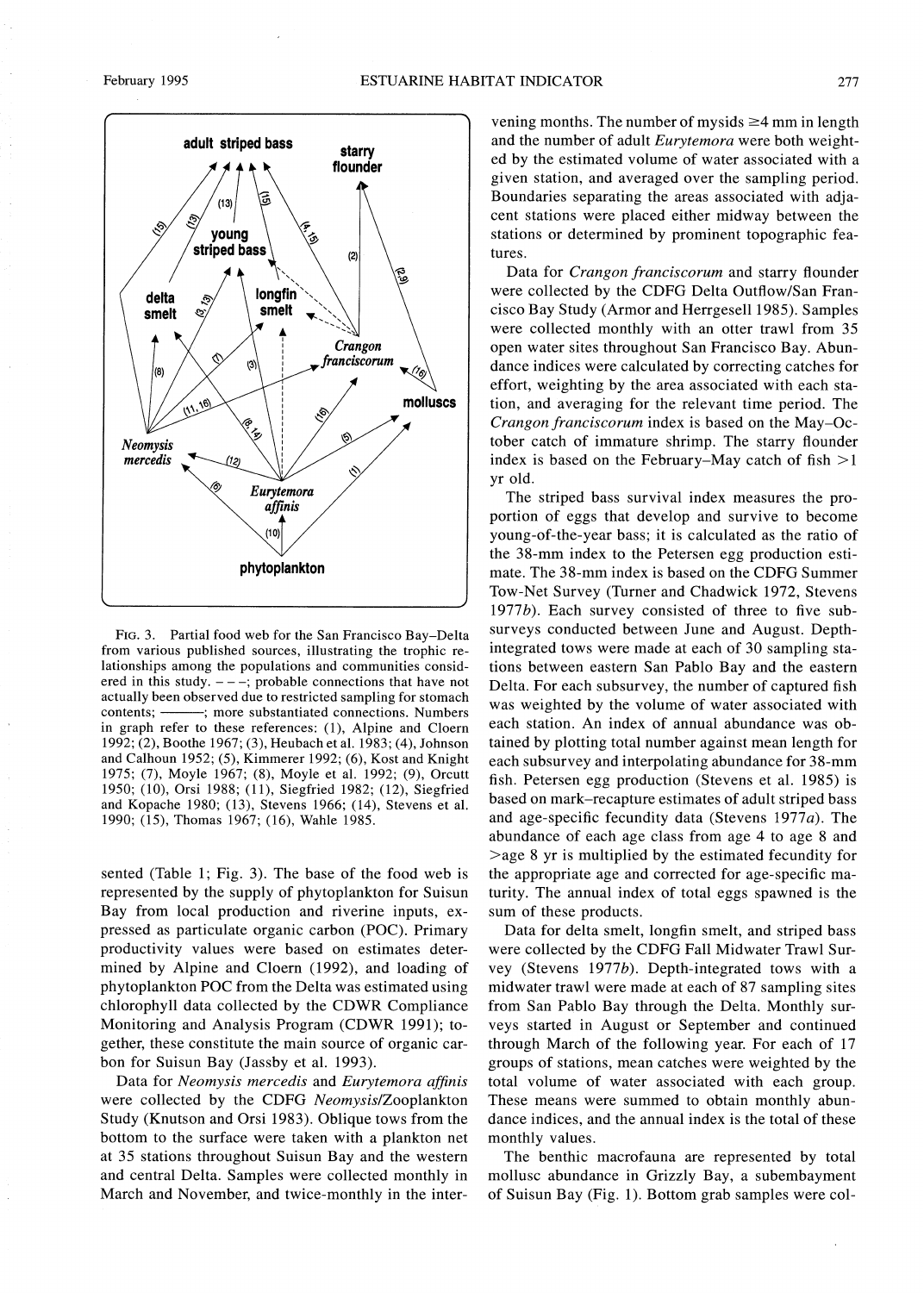FIG. 3. Partial food web for the San Francisco Bay–Delta from various published sources, illustrating the trophic relationships among the populations and communities considered in this study. – – –; probable connections that have not actually been observed due to restricted sampling for stomach contents; ———; more substantiated connections. Numbers in graph refer to these references: (1), Alpine and Cloern 1992; (2), Boothe 1967; (3), Heubach et al. 1983; (4), Johnson and Calhoun 1952; (5), Kimmerer 1992; (6), Kost and Knight 1975; (7), Moyle 1967; (8), Moyle et al. 1992; (9), Orcutt 1950; (10), Orsi 1988; (11), Siegfried 1982; (12), Siegfried and Kopache 1980; (13), Stevens 1966; (14), Stevens et al. 1990; (15), Thomas 1967; (16), Wahle 1985.

sented (Table 1; Fig. 3). The base of the food web is represented by the supply of phytoplankton for Suisun Bay from local production and riverine inputs, expressed as particulate organic carbon (POC). Primary productivity values were based on estimates determined by Alpine and Cloern (1992), and loading of phytoplankton POC from the Delta was estimated using chlorophyll data collected by the CDWR Compliance Monitoring and Analysis Program (CDWR 1991); together, these constitute the main source of organic carbon for Suisun Bay (Jassby et al. 1993).

Data for *Neomysis mercedis* and *Eurytemora affinis* were collected by the CDFG *Neomysis*/Zooplankton Study (Knutson and Orsi 1983). Oblique tows from the bottom to the surface were taken with a plankton net at 35 stations throughout Suisun Bay and the western and central Delta. Samples were collected monthly in March and November, and twice-monthly in the intervening months. The number of mysids $\geq$4 mm in length and the number of adult *Eurytemora* were both weighted by the estimated volume of water associated with a given station, and averaged over the sampling period. Boundaries separating the areas associated with adjacent stations were placed either midway between the stations or determined by prominent topographic features.

Data for *Crangon franciscorum* and starry flounder were collected by the CDFG Delta Outflow/San Francisco Bay Study (Armor and Herrgesell 1985). Samples were collected monthly with an otter trawl from 35 open water sites throughout San Francisco Bay. Abundance indices were calculated by correcting catches for effort, weighting by the area associated with each station, and averaging for the relevant time period. The *Crangon franciscorum* index is based on the May–October catch of immature shrimp. The starry flounder index is based on the February–May catch of fish >1 yr old.

The striped bass survival index measures the proportion of eggs that develop and survive to become young-of-the-year bass; it is calculated as the ratio of the 38-mm index to the Petersen egg production estimate. The 38-mm index is based on the CDFG Summer Tow-Net Survey (Turner and Chadwick 1972, Stevens 1977*b*). Each survey consisted of three to five subsurveys conducted between June and August. Depth-integrated tows were made at each of 30 sampling stations between eastern San Pablo Bay and the eastern Delta. For each subsurvey, the number of captured fish was weighted by the volume of water associated with each station. An index of annual abundance was obtained by plotting total number against mean length for each subsurvey and interpolating abundance for 38-mm fish. Petersen egg production (Stevens et al. 1985) is based on mark–recapture estimates of adult striped bass and age-specific fecundity data (Stevens 1977*a*). The abundance of each age class from age 4 to age 8 and >age 8 yr is multiplied by the estimated fecundity for the appropriate age and corrected for age-specific maturity. The annual index of total eggs spawned is the sum of these products.

Data for delta smelt, longfin smelt, and striped bass were collected by the CDFG Fall Midwater Trawl Survey (Stevens 1977*b*). Depth-integrated tows with a midwater trawl were made at each of 87 sampling sites from San Pablo Bay through the Delta. Monthly surveys started in August or September and continued through March of the following year. For each of 17 groups of stations, mean catches were weighted by the total volume of water associated with each group. These means were summed to obtain monthly abundance indices, and the annual index is the total of these monthly values.

The benthic macrofauna are represented by total mollusc abundance in Grizzly Bay, a subembayment of Suisun Bay (Fig. 1). Bottom grab samples were col-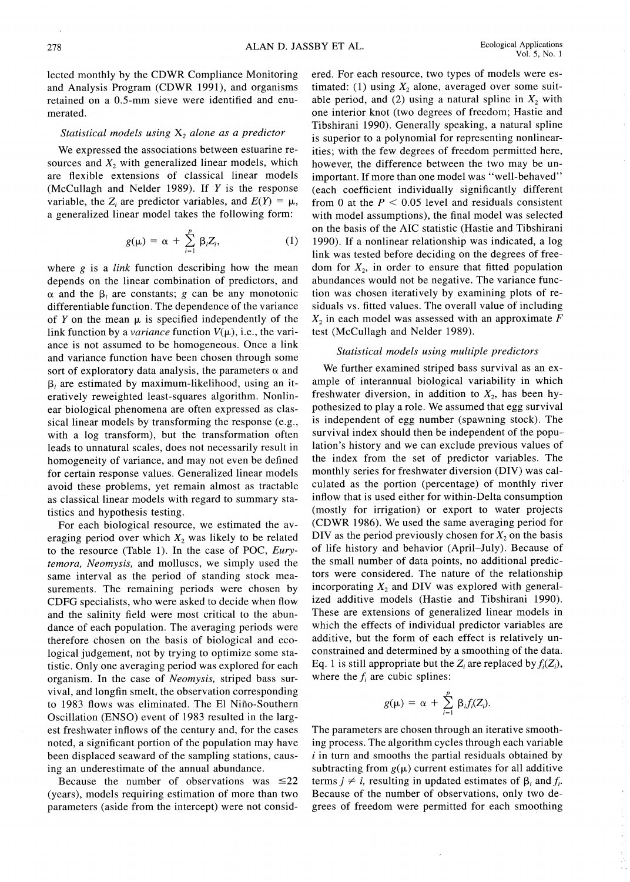lected monthly by the CDWR Compliance Monitoring and Analysis Program (CDWR 1991), and organisms retained on a 0.5-mm sieve were identified and enumerated.

### *Statistical models using $X_2$ alone as a predictor*

We expressed the associations between estuarine resources and $X_2$ with generalized linear models, which are flexible extensions of classical linear models (McCullagh and Nelder 1989). If $Y$ is the response variable, the $Z_i$ are predictor variables, and $E(Y) = \mu$, a generalized linear model takes the following form:

$$g(\mu) = \alpha + \sum_{i=1}^{p} \beta_i Z_i, \tag{1}$$

where $g$ is a *link* function describing how the mean depends on the linear combination of predictors, and $\alpha$ and the $\beta_i$ are constants; $g$ can be any monotonic differentiable function. The dependence of the variance of $Y$ on the mean $\mu$ is specified independently of the link function by a *variance* function $V(\mu)$, i.e., the variance is not assumed to be homogeneous. Once a link and variance function have been chosen through some sort of exploratory data analysis, the parameters $\alpha$ and $\beta_i$ are estimated by maximum-likelihood, using an iteratively reweighted least-squares algorithm. Nonlinear biological phenomena are often expressed as classical linear models by transforming the response (e.g., with a log transform), but the transformation often leads to unnatural scales, does not necessarily result in homogeneity of variance, and may not even be defined for certain response values. Generalized linear models avoid these problems, yet remain almost as tractable as classical linear models with regard to summary statistics and hypothesis testing.

For each biological resource, we estimated the averaging period over which $X_2$ was likely to be related to the resource (Table 1). In the case of POC, *Eurytemora, Neomysis,* and molluscs, we simply used the same interval as the period of standing stock measurements. The remaining periods were chosen by CDFG specialists, who were asked to decide when flow and the salinity field were most critical to the abundance of each population. The averaging periods were therefore chosen on the basis of biological and ecological judgement, not by trying to optimize some statistic. Only one averaging period was explored for each organism. In the case of *Neomysis,* striped bass survival, and longfin smelt, the observation corresponding to 1983 flows was eliminated. The El Niño-Southern Oscillation (ENSO) event of 1983 resulted in the largest freshwater inflows of the century and, for the cases noted, a significant portion of the population may have been displaced seaward of the sampling stations, causing an underestimate of the annual abundance.

Because the number of observations was $\leq$22 (years), models requiring estimation of more than two parameters (aside from the intercept) were not considered. For each resource, two types of models were estimated: (1) using $X_2$ alone, averaged over some suitable period, and (2) using a natural spline in $X_2$ with one interior knot (two degrees of freedom; Hastie and Tibshirani 1990). Generally speaking, a natural spline is superior to a polynomial for representing nonlinearities; with the few degrees of freedom permitted here, however, the difference between the two may be unimportant. If more than one model was "well-behaved" (each coefficient individually significantly different from 0 at the $P < 0.05$ level and residuals consistent with model assumptions), the final model was selected on the basis of the AIC statistic (Hastie and Tibshirani 1990). If a nonlinear relationship was indicated, a log link was tested before deciding on the degrees of freedom for $X_2$, in order to ensure that fitted population abundances would not be negative. The variance function was chosen iteratively by examining plots of residuals vs. fitted values. The overall value of including $X_2$ in each model was assessed with an approximate $F$ test (McCullagh and Nelder 1989).

### *Statistical models using multiple predictors*

We further examined striped bass survival as an example of interannual biological variability in which freshwater diversion, in addition to $X_2$, has been hypothesized to play a role. We assumed that egg survival is independent of egg number (spawning stock). The survival index should then be independent of the population's history and we can exclude previous values of the index from the set of predictor variables. The monthly series for freshwater diversion (DIV) was calculated as the portion (percentage) of monthly river inflow that is used either for within-Delta consumption (mostly for irrigation) or export to water projects (CDWR 1986). We used the same averaging period for DIV as the period previously chosen for $X_2$ on the basis of life history and behavior (April–July). Because of the small number of data points, no additional predictors were considered. The nature of the relationship incorporating $X_2$ and DIV was explored with generalized additive models (Hastie and Tibshirani 1990). These are extensions of generalized linear models in which the effects of individual predictor variables are additive, but the form of each effect is relatively unconstrained and determined by a smoothing of the data. Eq. 1 is still appropriate but the $Z_i$ are replaced by $f_i(Z_i)$, where the $f_i$ are cubic splines:

$$g(\mu) = \alpha + \sum_{i=1}^{p} \beta_i f_i(Z_i).$$

The parameters are chosen through an iterative smoothing process. The algorithm cycles through each variable $i$ in turn and smooths the partial residuals obtained by subtracting from $g(\mu)$ current estimates for all additive terms $j \neq i$, resulting in updated estimates of $\beta_i$ and $f_i$. Because of the number of observations, only two degrees of freedom were permitted for each smoothing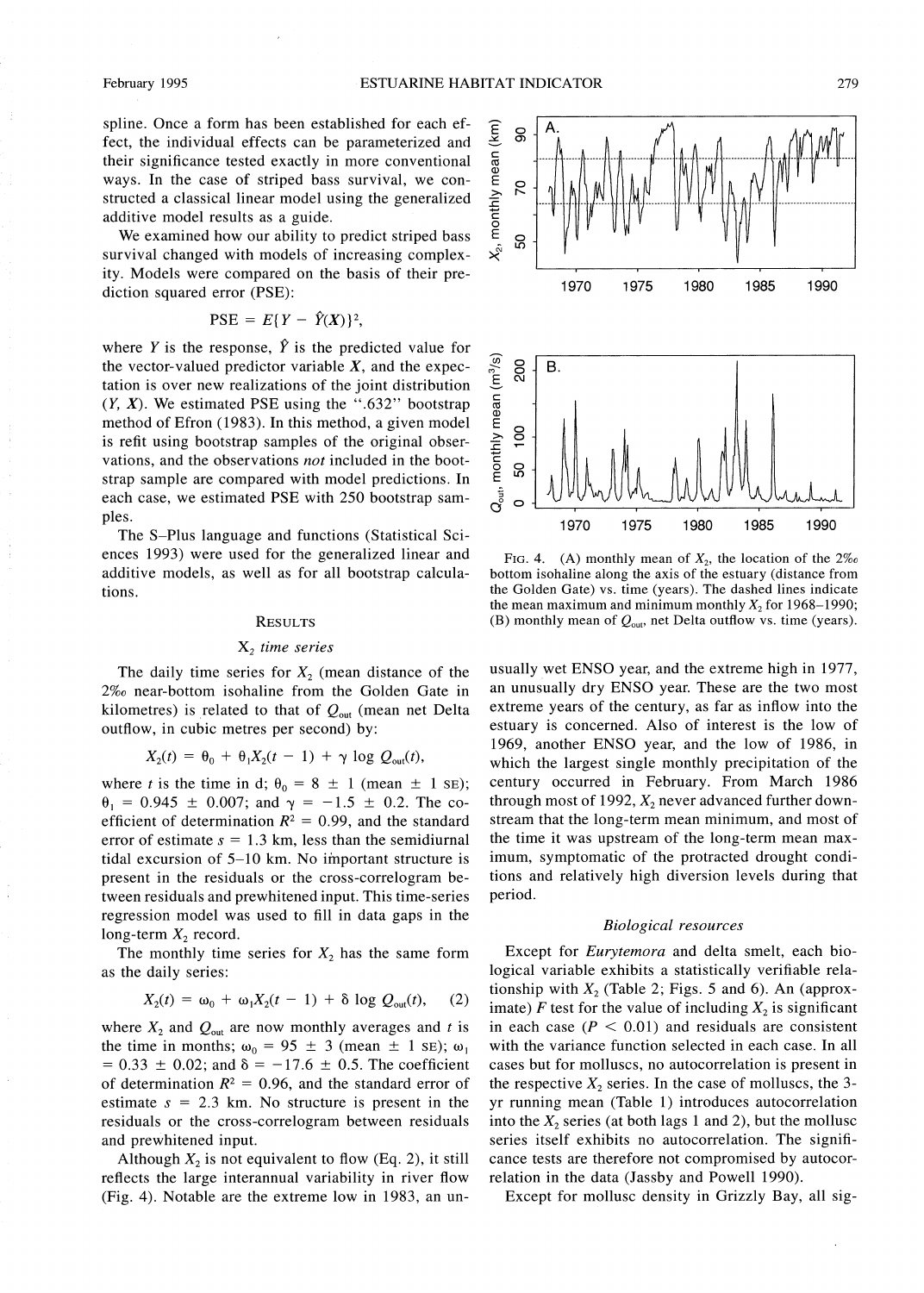spline. Once a form has been established for each effect, the individual effects can be parameterized and their significance tested exactly in more conventional ways. In the case of striped bass survival, we constructed a classical linear model using the generalized additive model results as a guide.

We examined how our ability to predict striped bass survival changed with models of increasing complexity. Models were compared on the basis of their prediction squared error (PSE):

$$\mathrm{PSE} = E\{Y - \hat{Y}(\boldsymbol{X})\}^2,$$

where $Y$ is the response, $\hat{Y}$ is the predicted value for the vector-valued predictor variable $\boldsymbol{X}$, and the expectation is over new realizations of the joint distribution $(Y, \boldsymbol{X})$. We estimated PSE using the ".632" bootstrap method of Efron (1983). In this method, a given model is refit using bootstrap samples of the original observations, and the observations *not* included in the bootstrap sample are compared with model predictions. In each case, we estimated PSE with 250 bootstrap samples.

The S–Plus language and functions (Statistical Sciences 1993) were used for the generalized linear and additive models, as well as for all bootstrap calculations.

## Results

### $X_2$ time series

The daily time series for $X_2$ (mean distance of the 2‰ near-bottom isohaline from the Golden Gate in kilometres) is related to that of $Q_{out}$ (mean net Delta outflow, in cubic metres per second) by:

$$X_2(t) = \theta_0 + \theta_1 X_2(t - 1) + \gamma \log Q_{out}(t),$$

where $t$ is the time in d; $\theta_0 = 8 \pm 1$ (mean $\pm$ 1 SE); $\theta_1 = 0.945 \pm 0.007$; and $\gamma = -1.5 \pm 0.2$. The coefficient of determination $R^2 = 0.99$, and the standard error of estimate $s = 1.3$ km, less than the semidiurnal tidal excursion of 5–10 km. No important structure is present in the residuals or the cross-correlogram between residuals and prewhitened input. This time-series regression model was used to fill in data gaps in the long-term $X_2$ record.

The monthly time series for $X_2$ has the same form as the daily series:

$$X_2(t) = \omega_0 + \omega_1 X_2(t - 1) + \delta \log Q_{out}(t), \quad (2)$$

where $X_2$ and $Q_{out}$ are now monthly averages and $t$ is the time in months; $\omega_0 = 95 \pm 3$ (mean $\pm$ 1 SE); $\omega_1 = 0.33 \pm 0.02$; and $\delta = -17.6 \pm 0.5$. The coefficient of determination $R^2 = 0.96$, and the standard error of estimate $s = 2.3$ km. No structure is present in the residuals or the cross-correlogram between residuals and prewhitened input.

Although $X_2$ is not equivalent to flow (Eq. 2), it still reflects the large interannual variability in river flow (Fig. 4). Notable are the extreme low in 1983, an unusually wet ENSO year, and the extreme high in 1977, an unusually dry ENSO year. These are the two most extreme years of the century, as far as inflow into the estuary is concerned. Also of interest is the low of 1969, another ENSO year, and the low of 1986, in which the largest single monthly precipitation of the century occurred in February. From March 1986 through most of 1992, $X_2$ never advanced further downstream that the long-term mean minimum, and most of the time it was upstream of the long-term mean maximum, symptomatic of the protracted drought conditions and relatively high diversion levels during that period.

FIG. 4. (A) monthly mean of $X_2$, the location of the 2‰ bottom isohaline along the axis of the estuary (distance from the Golden Gate) vs. time (years). The dashed lines indicate the mean maximum and minimum monthly $X_2$ for 1968–1990; (B) monthly mean of $Q_{out}$, net Delta outflow vs. time (years).

### Biological resources

Except for *Eurytemora* and delta smelt, each biological variable exhibits a statistically verifiable relationship with $X_2$ (Table 2; Figs. 5 and 6). An (approximate) $F$ test for the value of including $X_2$ is significant in each case ($P < 0.01$) and residuals are consistent with the variance function selected in each case. In all cases but for molluscs, no autocorrelation is present in the respective $X_2$ series. In the case of molluscs, the 3-yr running mean (Table 1) introduces autocorrelation into the $X_2$ series (at both lags 1 and 2), but the mollusc series itself exhibits no autocorrelation. The significance tests are therefore not compromised by autocorrelation in the data (Jassby and Powell 1990).

Except for mollusc density in Grizzly Bay, all sig-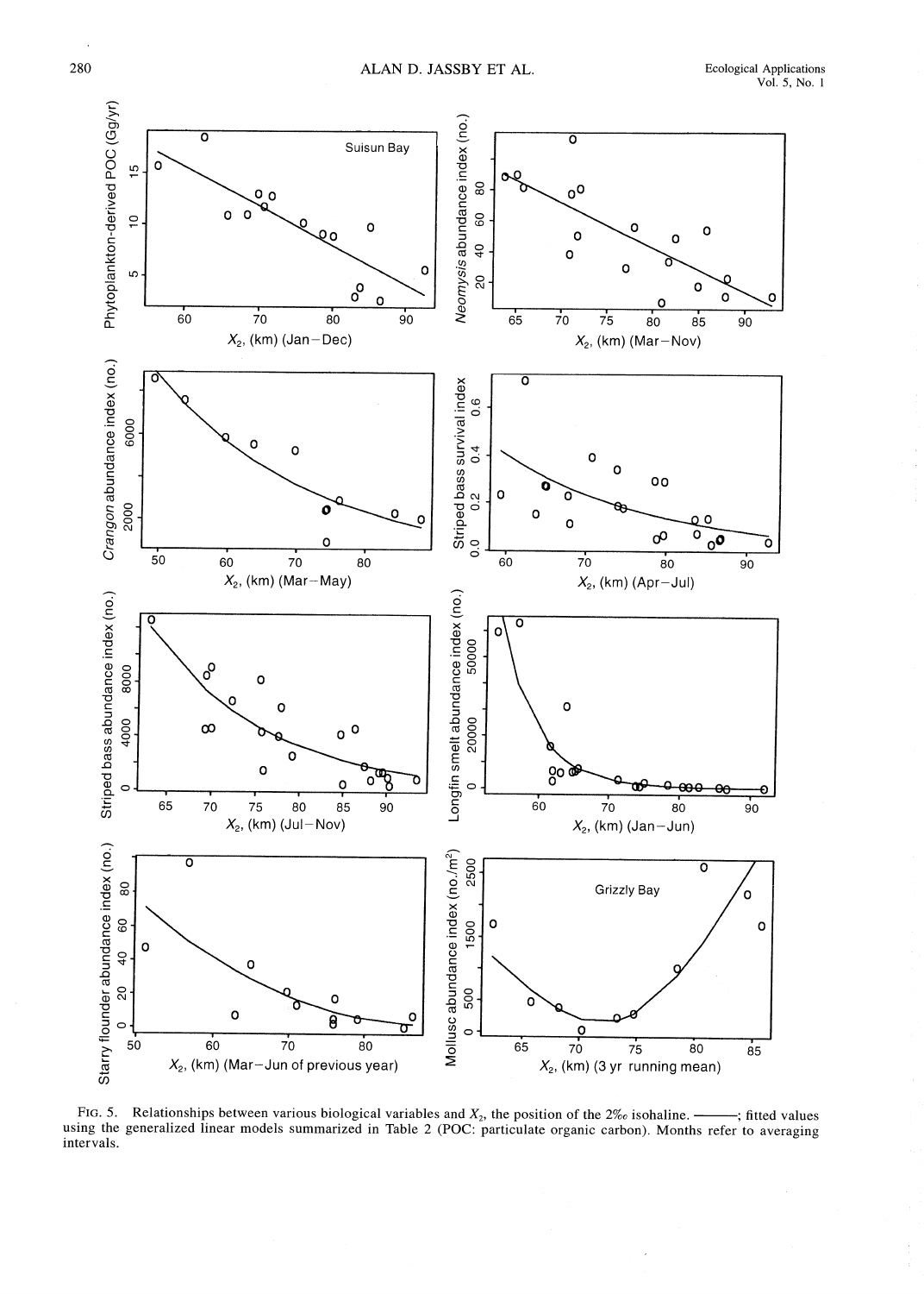FIG. 5. Relationships between various biological variables and $X_2$, the position of the 2‰ isohaline. ———; fitted values using the generalized linear models summarized in Table 2 (POC: particulate organic carbon). Months refer to averaging intervals.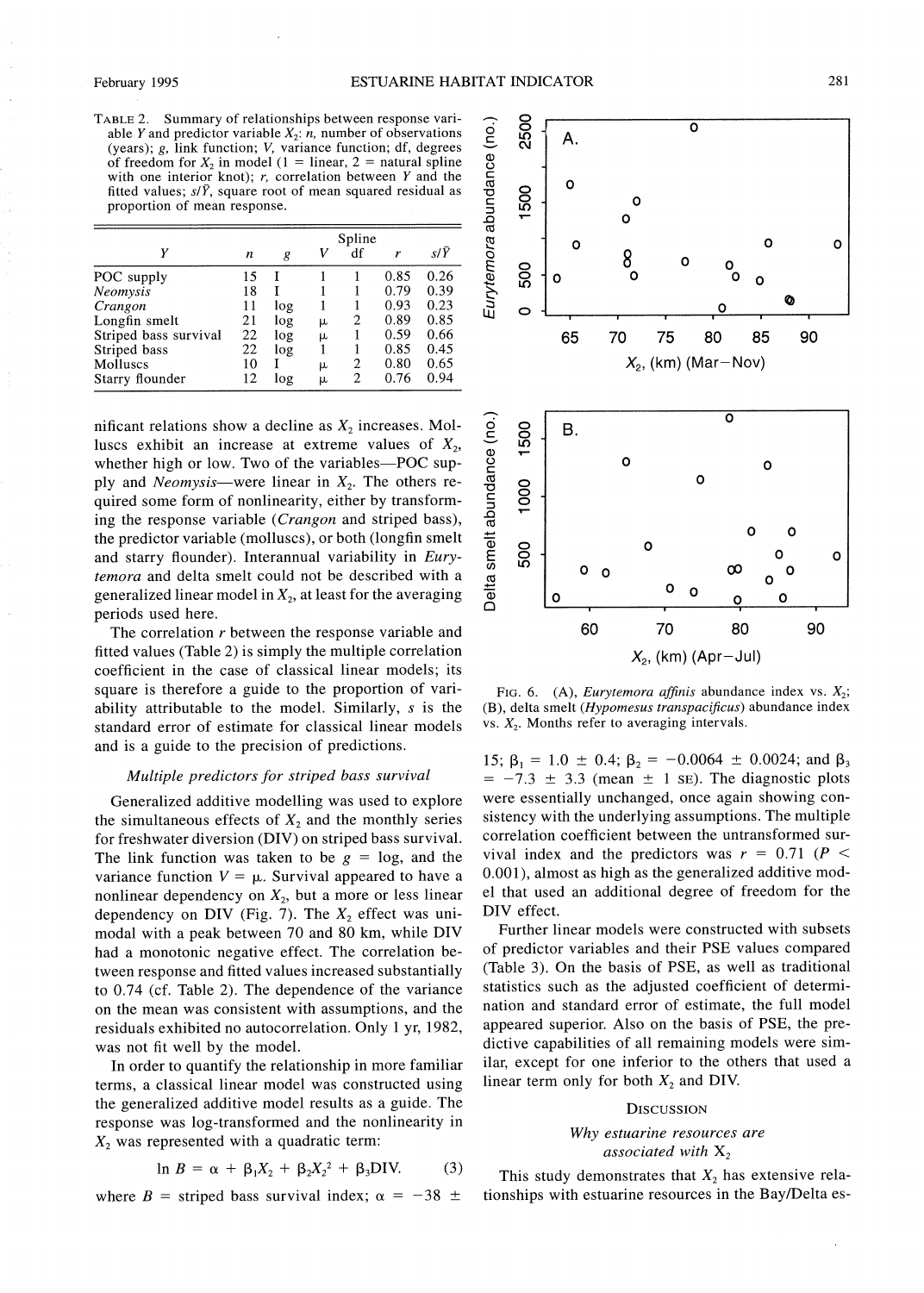TABLE 2. Summary of relationships between response variable $Y$ and predictor variable $X_2$: $n$, number of observations (years); $g$, link function; $V$, variance function; df, degrees of freedom for $X_2$ in model (1 = linear, 2 = natural spline with one interior knot); $r$, correlation between $Y$ and the fitted values; $s/\bar{Y}$, square root of mean squared residual as proportion of mean response.

| $Y$ | $n$ | $g$ | $V$ | Spline df | $r$ | $s/\bar{Y}$ |
|---|---|---|---|---|---|---|
| POC supply | 15 | I | 1 | 1 | 0.85 | 0.26 |
| *Neomysis* | 18 | I | 1 | 1 | 0.79 | 0.39 |
| *Crangon* | 11 | log | 1 | 1 | 0.93 | 0.23 |
| Longfin smelt | 21 | log | $\mu$ | 2 | 0.89 | 0.85 |
| Striped bass survival | 22 | log | $\mu$ | 1 | 0.59 | 0.66 |
| Striped bass | 22 | log | 1 | 1 | 0.85 | 0.45 |
| Molluscs | 10 | I | $\mu$ | 2 | 0.80 | 0.65 |
| Starry flounder | 12 | log | $\mu$ | 2 | 0.76 | 0.94 |

nificant relations show a decline as $X_2$ increases. Molluscs exhibit an increase at extreme values of $X_2$, whether high or low. Two of the variables—POC supply and *Neomysis*—were linear in $X_2$. The others required some form of nonlinearity, either by transforming the response variable (*Crangon* and striped bass), the predictor variable (molluscs), or both (longfin smelt and starry flounder). Interannual variability in *Eurytemora* and delta smelt could not be described with a generalized linear model in $X_2$, at least for the averaging periods used here.

The correlation $r$ between the response variable and fitted values (Table 2) is simply the multiple correlation coefficient in the case of classical linear models; its square is therefore a guide to the proportion of variability attributable to the model. Similarly, $s$ is the standard error of estimate for classical linear models and is a guide to the precision of predictions.

### *Multiple predictors for striped bass survival*

Generalized additive modelling was used to explore the simultaneous effects of $X_2$ and the monthly series for freshwater diversion (DIV) on striped bass survival. The link function was taken to be $g$ = log, and the variance function $V = \mu$. Survival appeared to have a nonlinear dependency on $X_2$, but a more or less linear dependency on DIV (Fig. 7). The $X_2$ effect was unimodal with a peak between 70 and 80 km, while DIV had a monotonic negative effect. The correlation between response and fitted values increased substantially to 0.74 (cf. Table 2). The dependence of the variance on the mean was consistent with assumptions, and the residuals exhibited no autocorrelation. Only 1 yr, 1982, was not fit well by the model.

In order to quantify the relationship in more familiar terms, a classical linear model was constructed using the generalized additive model results as a guide. The response was log-transformed and the nonlinearity in $X_2$ was represented with a quadratic term:

$$\ln B = \alpha + \beta_1 X_2 + \beta_2 X_2^2 + \beta_3 \text{DIV}. \quad (3)$$

where $B$ = striped bass survival index; $\alpha = -38 \pm 15$; $\beta_1 = 1.0 \pm 0.4$; $\beta_2 = -0.0064 \pm 0.0024$; and $\beta_3 = -7.3 \pm 3.3$ (mean $\pm$ 1 SE). The diagnostic plots were essentially unchanged, once again showing consistency with the underlying assumptions. The multiple correlation coefficient between the untransformed survival index and the predictors was $r = 0.71$ ($P < 0.001$), almost as high as the generalized additive model that used an additional degree of freedom for the DIV effect.

Further linear models were constructed with subsets of predictor variables and their PSE values compared (Table 3). On the basis of PSE, as well as traditional statistics such as the adjusted coefficient of determination and standard error of estimate, the full model appeared superior. Also on the basis of PSE, the predictive capabilities of all remaining models were similar, except for one inferior to the others that used a linear term only for both $X_2$ and DIV.

FIG. 6. (A), *Eurytemora affinis* abundance index vs. $X_2$; (B), delta smelt (*Hypomesus transpacificus*) abundance index vs. $X_2$. Months refer to averaging intervals.

## DISCUSSION

### *Why estuarine resources are associated with $X_2$*

This study demonstrates that $X_2$ has extensive relationships with estuarine resources in the Bay/Delta es-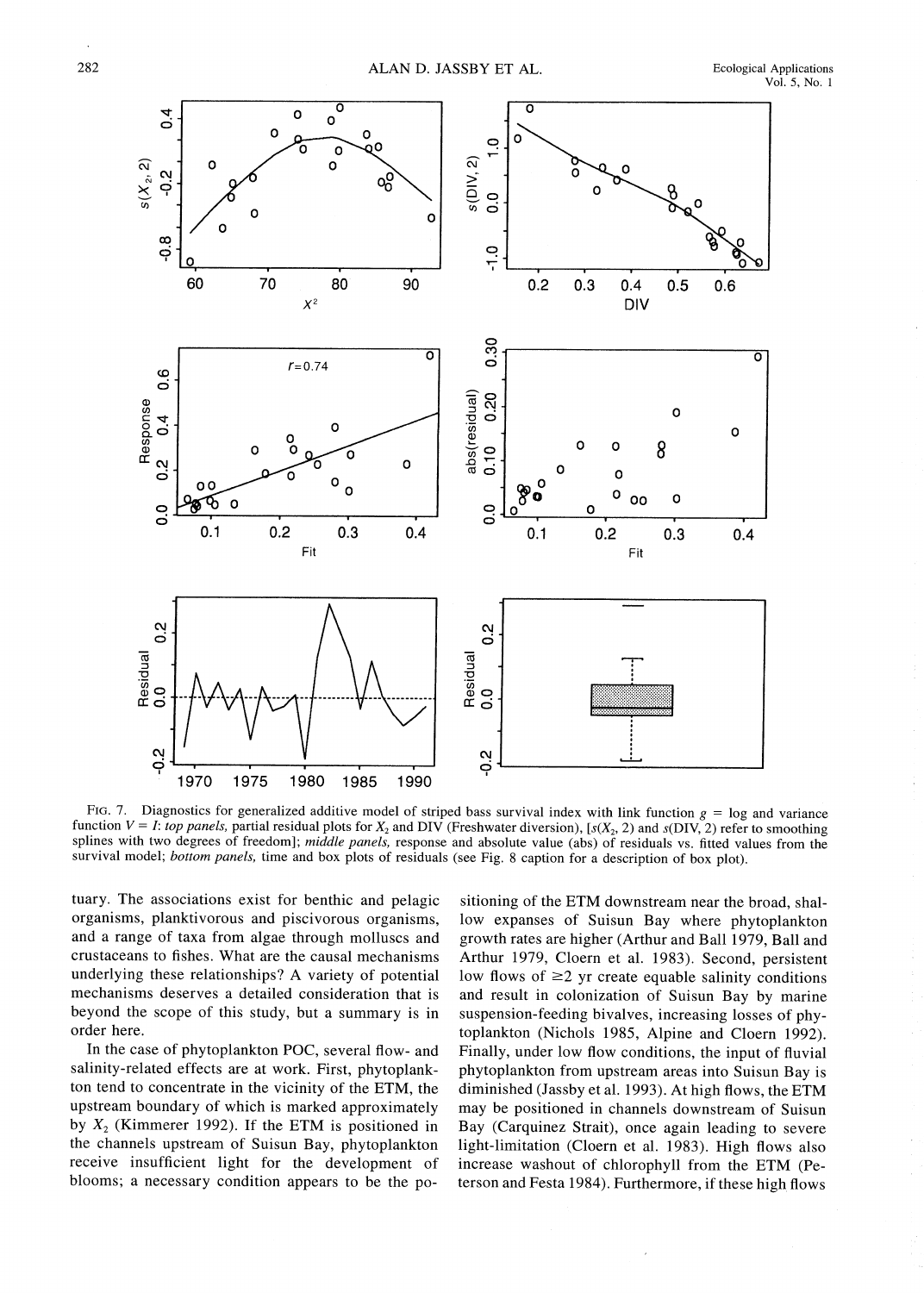FIG. 7. Diagnostics for generalized additive model of striped bass survival index with link function $g$ = log and variance function $V = I$: *top panels*, partial residual plots for $X_2$ and DIV (Freshwater diversion), [$s(X_2, 2)$ and $s(\text{DIV}, 2)$ refer to smoothing splines with two degrees of freedom]; *middle panels*, response and absolute value (abs) of residuals vs. fitted values from the survival model; *bottom panels*, time and box plots of residuals (see Fig. 8 caption for a description of box plot).

tuary. The associations exist for benthic and pelagic organisms, planktivorous and piscivorous organisms, and a range of taxa from algae through molluscs and crustaceans to fishes. What are the causal mechanisms underlying these relationships? A variety of potential mechanisms deserves a detailed consideration that is beyond the scope of this study, but a summary is in order here.

In the case of phytoplankton POC, several flow- and salinity-related effects are at work. First, phytoplankton tend to concentrate in the vicinity of the ETM, the upstream boundary of which is marked approximately by $X_2$ (Kimmerer 1992). If the ETM is positioned in the channels upstream of Suisun Bay, phytoplankton receive insufficient light for the development of blooms; a necessary condition appears to be the positioning of the ETM downstream near the broad, shallow expanses of Suisun Bay where phytoplankton growth rates are higher (Arthur and Ball 1979, Ball and Arthur 1979, Cloern et al. 1983). Second, persistent low flows of ≥2 yr create equable salinity conditions and result in colonization of Suisun Bay by marine suspension-feeding bivalves, increasing losses of phytoplankton (Nichols 1985, Alpine and Cloern 1992). Finally, under low flow conditions, the input of fluvial phytoplankton from upstream areas into Suisun Bay is diminished (Jassby et al. 1993). At high flows, the ETM may be positioned in channels downstream of Suisun Bay (Carquinez Strait), once again leading to severe light-limitation (Cloern et al. 1983). High flows also increase washout of chlorophyll from the ETM (Peterson and Festa 1984). Furthermore, if these high flows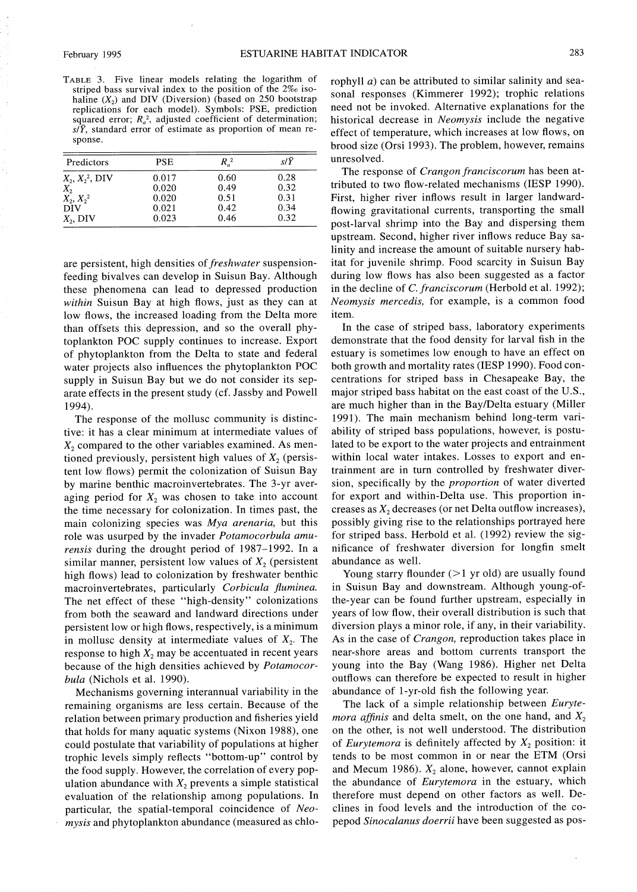TABLE 3. Five linear models relating the logarithm of striped bass survival index to the position of the 2‰ isohaline ($X_2$) and DIV (Diversion) (based on 250 bootstrap replications for each model). Symbols: PSE, prediction squared error; $R_a^2$, adjusted coefficient of determination; $s/\bar{Y}$, standard error of estimate as proportion of mean response.

| Predictors | PSE | $R_a^2$ | $s/\bar{Y}$ |
|---|---|---|---|
| $X_2$, $X_2^2$, DIV | 0.017 | 0.60 | 0.28 |
| $X_2$ | 0.020 | 0.49 | 0.32 |
| $X_2$, $X_2^2$ | 0.020 | 0.51 | 0.31 |
| DIV | 0.021 | 0.42 | 0.34 |
| $X_2$, DIV | 0.023 | 0.46 | 0.32 |

are persistent, high densities of *freshwater* suspension-feeding bivalves can develop in Suisun Bay. Although these phenomena can lead to depressed production *within* Suisun Bay at high flows, just as they can at low flows, the increased loading from the Delta more than offsets this depression, and so the overall phytoplankton POC supply continues to increase. Export of phytoplankton from the Delta to state and federal water projects also influences the phytoplankton POC supply in Suisun Bay but we do not consider its separate effects in the present study (cf. Jassby and Powell 1994).

The response of the mollusc community is distinctive: it has a clear minimum at intermediate values of $X_2$ compared to the other variables examined. As mentioned previously, persistent high values of $X_2$ (persistent low flows) permit the colonization of Suisun Bay by marine benthic macroinvertebrates. The 3-yr averaging period for $X_2$ was chosen to take into account the time necessary for colonization. In times past, the main colonizing species was *Mya arenaria,* but this role was usurped by the invader *Potamocorbula amurensis* during the drought period of 1987–1992. In a similar manner, persistent low values of $X_2$ (persistent high flows) lead to colonization by freshwater benthic macroinvertebrates, particularly *Corbicula fluminea.* The net effect of these "high-density" colonizations from both the seaward and landward directions under persistent low or high flows, respectively, is a minimum in mollusc density at intermediate values of $X_2$. The response to high $X_2$ may be accentuated in recent years because of the high densities achieved by *Potamocorbula* (Nichols et al. 1990).

Mechanisms governing interannual variability in the remaining organisms are less certain. Because of the relation between primary production and fisheries yield that holds for many aquatic systems (Nixon 1988), one could postulate that variability of populations at higher trophic levels simply reflects "bottom-up" control by the food supply. However, the correlation of every population abundance with $X_2$ prevents a simple statistical evaluation of the relationship among populations. In particular, the spatial-temporal coincidence of *Neomysis* and phytoplankton abundance (measured as chlorophyll *a*) can be attributed to similar salinity and seasonal responses (Kimmerer 1992); trophic relations need not be invoked. Alternative explanations for the historical decrease in *Neomysis* include the negative effect of temperature, which increases at low flows, on brood size (Orsi 1993). The problem, however, remains unresolved.

The response of *Crangon franciscorum* has been attributed to two flow-related mechanisms (IESP 1990). First, higher river inflows result in larger landward-flowing gravitational currents, transporting the small post-larval shrimp into the Bay and dispersing them upstream. Second, higher river inflows reduce Bay salinity and increase the amount of suitable nursery habitat for juvenile shrimp. Food scarcity in Suisun Bay during low flows has also been suggested as a factor in the decline of *C. franciscorum* (Herbold et al. 1992); *Neomysis mercedis,* for example, is a common food item.

In the case of striped bass, laboratory experiments demonstrate that the food density for larval fish in the estuary is sometimes low enough to have an effect on both growth and mortality rates (IESP 1990). Food concentrations for striped bass in Chesapeake Bay, the major striped bass habitat on the east coast of the U.S., are much higher than in the Bay/Delta estuary (Miller 1991). The main mechanism behind long-term variability of striped bass populations, however, is postulated to be export to the water projects and entrainment within local water intakes. Losses to export and entrainment are in turn controlled by freshwater diversion, specifically by the *proportion* of water diverted for export and within-Delta use. This proportion increases as $X_2$ decreases (or net Delta outflow increases), possibly giving rise to the relationships portrayed here for striped bass. Herbold et al. (1992) review the significance of freshwater diversion for longfin smelt abundance as well.

Young starry flounder (>1 yr old) are usually found in Suisun Bay and downstream. Although young-of-the-year can be found further upstream, especially in years of low flow, their overall distribution is such that diversion plays a minor role, if any, in their variability. As in the case of *Crangon,* reproduction takes place in near-shore areas and bottom currents transport the young into the Bay (Wang 1986). Higher net Delta outflows can therefore be expected to result in higher abundance of 1-yr-old fish the following year.

The lack of a simple relationship between *Eurytemora affinis* and delta smelt, on the one hand, and $X_2$ on the other, is not well understood. The distribution of *Eurytemora* is definitely affected by $X_2$ position: it tends to be most common in or near the ETM (Orsi and Mecum 1986). $X_2$ alone, however, cannot explain the abundance of *Eurytemora* in the estuary, which therefore must depend on other factors as well. Declines in food levels and the introduction of the copepod *Sinocalanus doerrii* have been suggested as pos-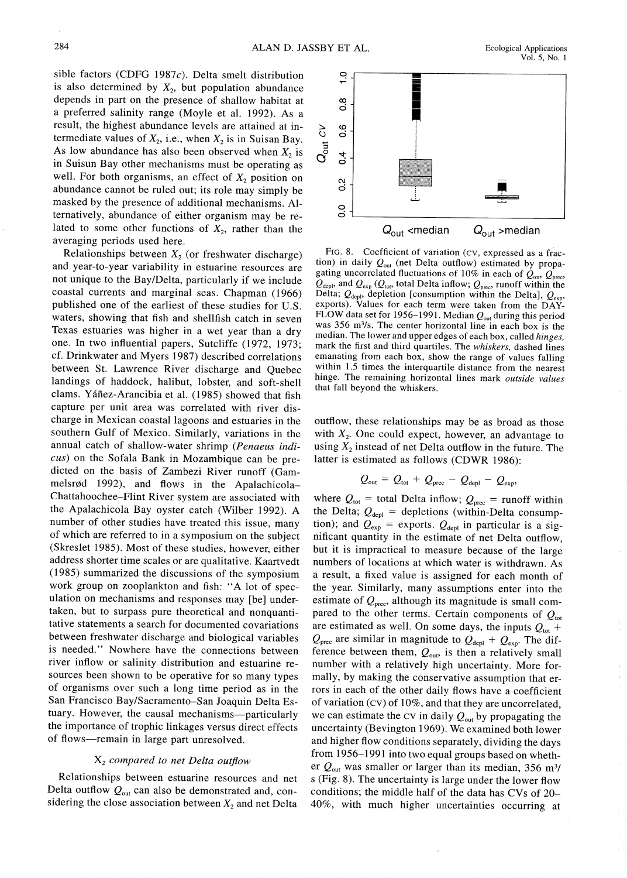sible factors (CDFG 1987*c*). Delta smelt distribution is also determined by $X_2$, but population abundance depends in part on the presence of shallow habitat at a preferred salinity range (Moyle et al. 1992). As a result, the highest abundance levels are attained at intermediate values of $X_2$, i.e., when $X_2$ is in Suisan Bay. As low abundance has also been observed when $X_2$ is in Suisun Bay other mechanisms must be operating as well. For both organisms, an effect of $X_2$ position on abundance cannot be ruled out; its role may simply be masked by the presence of additional mechanisms. Alternatively, abundance of either organism may be related to some other functions of $X_2$, rather than the averaging periods used here.

Relationships between $X_2$ (or freshwater discharge) and year-to-year variability in estuarine resources are not unique to the Bay/Delta, particularly if we include coastal currents and marginal seas. Chapman (1966) published one of the earliest of these studies for U.S. waters, showing that fish and shellfish catch in seven Texas estuaries was higher in a wet year than a dry one. In two influential papers, Sutcliffe (1972, 1973; cf. Drinkwater and Myers 1987) described correlations between St. Lawrence River discharge and Quebec landings of haddock, halibut, lobster, and soft-shell clams. Yáñez-Arancibia et al. (1985) showed that fish capture per unit area was correlated with river discharge in Mexican coastal lagoons and estuaries in the southern Gulf of Mexico. Similarly, variations in the annual catch of shallow-water shrimp (*Penaeus indicus*) on the Sofala Bank in Mozambique can be predicted on the basis of Zambezi River runoff (Gammelsrød 1992), and flows in the Apalachicola–Chattahoochee–Flint River system are associated with the Apalachicola Bay oyster catch (Wilber 1992). A number of other studies have treated this issue, many of which are referred to in a symposium on the subject (Skreslet 1985). Most of these studies, however, either address shorter time scales or are qualitative. Kaartvedt (1985) summarized the discussions of the symposium work group on zooplankton and fish: "A lot of speculation on mechanisms and responses may [be] undertaken, but to surpass pure theoretical and nonquantitative statements a search for documented covariations between freshwater discharge and biological variables is needed." Nowhere have the connections between river inflow or salinity distribution and estuarine resources been shown to be operative for so many types of organisms over such a long time period as in the San Francisco Bay/Sacramento–San Joaquin Delta Estuary. However, the causal mechanisms—particularly the importance of trophic linkages versus direct effects of flows—remain in large part unresolved.

### $X_2$ *compared to net Delta outflow*

Relationships between estuarine resources and net Delta outflow $Q_{out}$ can also be demonstrated and, considering the close association between $X_2$ and net Delta outflow, these relationships may be as broad as those with $X_2$. One could expect, however, an advantage to using $X_2$ instead of net Delta outflow in the future. The latter is estimated as follows (CDWR 1986):

$$Q_{out} = Q_{tot} + Q_{prec} - Q_{depl} - Q_{exp},$$

where $Q_{tot}$ = total Delta inflow; $Q_{prec}$ = runoff within the Delta; $Q_{depl}$ = depletions (within-Delta consumption); and $Q_{exp}$ = exports. $Q_{depl}$ in particular is a significant quantity in the estimate of net Delta outflow, but it is impractical to measure because of the large numbers of locations at which water is withdrawn. As a result, a fixed value is assigned for each month of the year. Similarly, many assumptions enter into the estimate of $Q_{prec}$, although its magnitude is small compared to the other terms. Certain components of $Q_{tot}$ are estimated as well. On some days, the inputs $Q_{tot}$ + $Q_{prec}$ are similar in magnitude to $Q_{depl}$ + $Q_{exp}$. The difference between them, $Q_{out}$, is then a relatively small number with a relatively high uncertainty. More formally, by making the conservative assumption that errors in each of the other daily flows have a coefficient of variation (CV) of 10%, and that they are uncorrelated, we can estimate the CV in daily $Q_{out}$ by propagating the uncertainty (Bevington 1969). We examined both lower and higher flow conditions separately, dividing the days from 1956–1991 into two equal groups based on whether $Q_{out}$ was smaller or larger than its median, 356 m³/s (Fig. 8). The uncertainty is large under the lower flow conditions; the middle half of the data has CVs of 20–40%, with much higher uncertainties occurring at

FIG. 8. Coefficient of variation (CV, expressed as a fraction) in daily $Q_{out}$ (net Delta outflow) estimated by propagating uncorrelated fluctuations of 10% in each of $Q_{tot}$, $Q_{prec}$, $Q_{depl}$, and $Q_{exp}$ ($Q_{tot}$, total Delta inflow; $Q_{prec}$, runoff within the Delta; $Q_{depl}$, depletion [consumption within the Delta], $Q_{exp}$, exports). Values for each term were taken from the DAYFLOW data set for 1956–1991. Median $Q_{out}$ during this period was 356 m³/s. The center horizontal line in each box is the median. The lower and upper edges of each box, called *hinges*, mark the first and third quartiles. The *whiskers*, dashed lines emanating from each box, show the range of values falling within 1.5 times the interquartile distance from the nearest hinge. The remaining horizontal lines mark *outside values* that fall beyond the whiskers.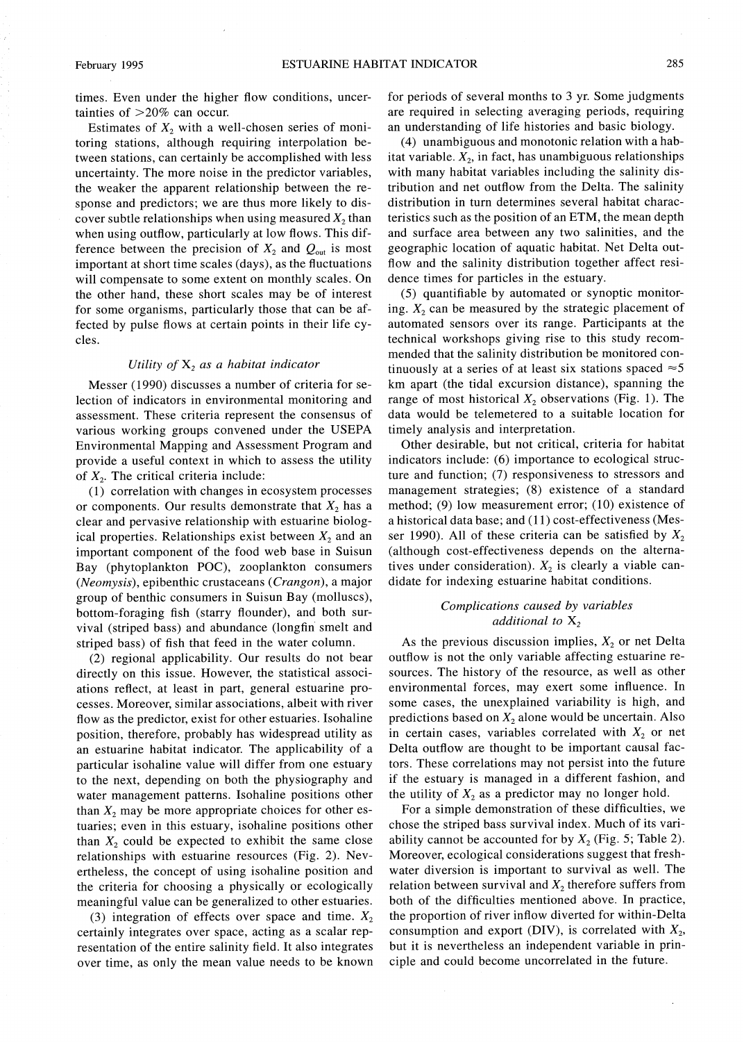times. Even under the higher flow conditions, uncertainties of >20% can occur.

Estimates of $X_2$ with a well-chosen series of monitoring stations, although requiring interpolation between stations, can certainly be accomplished with less uncertainty. The more noise in the predictor variables, the weaker the apparent relationship between the response and predictors; we are thus more likely to discover subtle relationships when using measured $X_2$ than when using outflow, particularly at low flows. This difference between the precision of $X_2$ and $Q_{out}$ is most important at short time scales (days), as the fluctuations will compensate to some extent on monthly scales. On the other hand, these short scales may be of interest for some organisms, particularly those that can be affected by pulse flows at certain points in their life cycles.

### *Utility of $X_2$ as a habitat indicator*

Messer (1990) discusses a number of criteria for selection of indicators in environmental monitoring and assessment. These criteria represent the consensus of various working groups convened under the USEPA Environmental Mapping and Assessment Program and provide a useful context in which to assess the utility of $X_2$. The critical criteria include:

(1) correlation with changes in ecosystem processes or components. Our results demonstrate that $X_2$ has a clear and pervasive relationship with estuarine biological properties. Relationships exist between $X_2$ and an important component of the food web base in Suisun Bay (phytoplankton POC), zooplankton consumers (*Neomysis*), epibenthic crustaceans (*Crangon*), a major group of benthic consumers in Suisun Bay (molluscs), bottom-foraging fish (starry flounder), and both survival (striped bass) and abundance (longfin smelt and striped bass) of fish that feed in the water column.

(2) regional applicability. Our results do not bear directly on this issue. However, the statistical associations reflect, at least in part, general estuarine processes. Moreover, similar associations, albeit with river flow as the predictor, exist for other estuaries. Isohaline position, therefore, probably has widespread utility as an estuarine habitat indicator. The applicability of a particular isohaline value will differ from one estuary to the next, depending on both the physiography and water management patterns. Isohaline positions other than $X_2$ may be more appropriate choices for other estuaries; even in this estuary, isohaline positions other than $X_2$ could be expected to exhibit the same close relationships with estuarine resources (Fig. 2). Nevertheless, the concept of using isohaline position and the criteria for choosing a physically or ecologically meaningful value can be generalized to other estuaries.

(3) integration of effects over space and time. $X_2$ certainly integrates over space, acting as a scalar representation of the entire salinity field. It also integrates over time, as only the mean value needs to be known for periods of several months to 3 yr. Some judgments are required in selecting averaging periods, requiring an understanding of life histories and basic biology.

(4) unambiguous and monotonic relation with a habitat variable. $X_2$, in fact, has unambiguous relationships with many habitat variables including the salinity distribution and net outflow from the Delta. The salinity distribution in turn determines several habitat characteristics such as the position of an ETM, the mean depth and surface area between any two salinities, and the geographic location of aquatic habitat. Net Delta outflow and the salinity distribution together affect residence times for particles in the estuary.

(5) quantifiable by automated or synoptic monitoring. $X_2$ can be measured by the strategic placement of automated sensors over its range. Participants at the technical workshops giving rise to this study recommended that the salinity distribution be monitored continuously at a series of at least six stations spaced ≈5 km apart (the tidal excursion distance), spanning the range of most historical $X_2$ observations (Fig. 1). The data would be telemetered to a suitable location for timely analysis and interpretation.

Other desirable, but not critical, criteria for habitat indicators include: (6) importance to ecological structure and function; (7) responsiveness to stressors and management strategies; (8) existence of a standard method; (9) low measurement error; (10) existence of a historical data base; and (11) cost-effectiveness (Messer 1990). All of these criteria can be satisfied by $X_2$ (although cost-effectiveness depends on the alternatives under consideration). $X_2$ is clearly a viable candidate for indexing estuarine habitat conditions.

### *Complications caused by variables additional to $X_2$*

As the previous discussion implies, $X_2$ or net Delta outflow is not the only variable affecting estuarine resources. The history of the resource, as well as other environmental forces, may exert some influence. In some cases, the unexplained variability is high, and predictions based on $X_2$ alone would be uncertain. Also in certain cases, variables correlated with $X_2$ or net Delta outflow are thought to be important causal factors. These correlations may not persist into the future if the estuary is managed in a different fashion, and the utility of $X_2$ as a predictor may no longer hold.

For a simple demonstration of these difficulties, we chose the striped bass survival index. Much of its variability cannot be accounted for by $X_2$ (Fig. 5; Table 2). Moreover, ecological considerations suggest that freshwater diversion is important to survival as well. The relation between survival and $X_2$ therefore suffers from both of the difficulties mentioned above. In practice, the proportion of river inflow diverted for within-Delta consumption and export (DIV), is correlated with $X_2$, but it is nevertheless an independent variable in principle and could become uncorrelated in the future.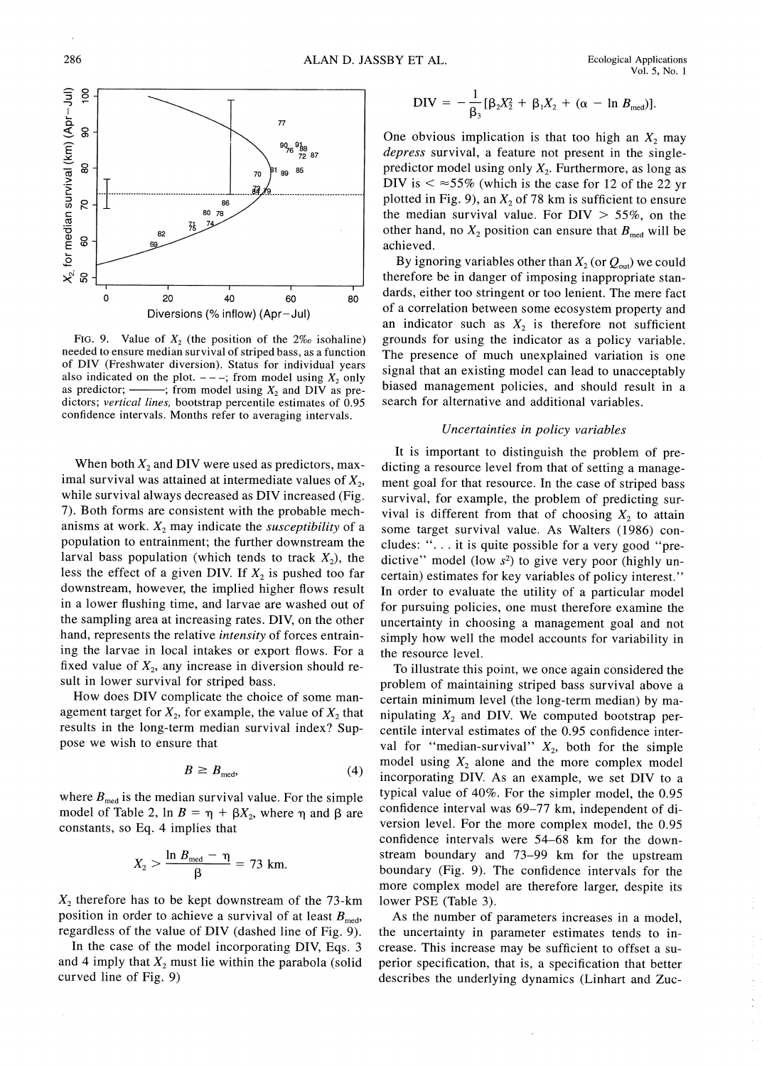FIG. 9. Value of $X_2$ (the position of the 2‰ isohaline) needed to ensure median survival of striped bass, as a function of DIV (Freshwater diversion). Status for individual years also indicated on the plot. - - -; from model using $X_2$ only as predictor; ———; from model using $X_2$ and DIV as predictors; *vertical lines,* bootstrap percentile estimates of 0.95 confidence intervals. Months refer to averaging intervals.

When both $X_2$ and DIV were used as predictors, maximal survival was attained at intermediate values of $X_2$, while survival always decreased as DIV increased (Fig. 7). Both forms are consistent with the probable mechanisms at work. $X_2$ may indicate the *susceptibility* of a population to entrainment; the further downstream the larval bass population (which tends to track $X_2$), the less the effect of a given DIV. If $X_2$ is pushed too far downstream, however, the implied higher flows result in a lower flushing time, and larvae are washed out of the sampling area at increasing rates. DIV, on the other hand, represents the relative *intensity* of forces entraining the larvae in local intakes or export flows. For a fixed value of $X_2$, any increase in diversion should result in lower survival for striped bass.

How does DIV complicate the choice of some management target for $X_2$, for example, the value of $X_2$ that results in the long-term median survival index? Suppose we wish to ensure that

$$B \geq B_{med}, \tag{4}$$

where $B_{med}$ is the median survival value. For the simple model of Table 2, $\ln B = \eta + \beta X_2$, where $\eta$ and $\beta$ are constants, so Eq. 4 implies that

$$X_2 > \frac{\ln B_{med} - \eta}{\beta} = 73 \text{ km}.$$

$X_2$ therefore has to be kept downstream of the 73-km position in order to achieve a survival of at least $B_{med}$, regardless of the value of DIV (dashed line of Fig. 9).

In the case of the model incorporating DIV, Eqs. 3 and 4 imply that $X_2$ must lie within the parabola (solid curved line of Fig. 9)

$$\text{DIV} = -\frac{1}{\beta_3}[\beta_2 X_2^2 + \beta_1 X_2 + (\alpha - \ln B_{med})].$$

One obvious implication is that too high an $X_2$ may *depress* survival, a feature not present in the single-predictor model using only $X_2$. Furthermore, as long as DIV is < ≈55% (which is the case for 12 of the 22 yr plotted in Fig. 9), an $X_2$ of 78 km is sufficient to ensure the median survival value. For DIV > 55%, on the other hand, no $X_2$ position can ensure that $B_{med}$ will be achieved.

By ignoring variables other than $X_2$ (or $Q_{out}$) we could therefore be in danger of imposing inappropriate standards, either too stringent or too lenient. The mere fact of a correlation between some ecosystem property and an indicator such as $X_2$ is therefore not sufficient grounds for using the indicator as a policy variable. The presence of much unexplained variation is one signal that an existing model can lead to unacceptably biased management policies, and should result in a search for alternative and additional variables.

### *Uncertainties in policy variables*

It is important to distinguish the problem of predicting a resource level from that of setting a management goal for that resource. In the case of striped bass survival, for example, the problem of predicting survival is different from that of choosing $X_2$ to attain some target survival value. As Walters (1986) concludes: "... it is quite possible for a very good "predictive" model (low $s^2$) to give very poor (highly uncertain) estimates for key variables of policy interest." In order to evaluate the utility of a particular model for pursuing policies, one must therefore examine the uncertainty in choosing a management goal and not simply how well the model accounts for variability in the resource level.

To illustrate this point, we once again considered the problem of maintaining striped bass survival above a certain minimum level (the long-term median) by manipulating $X_2$ and DIV. We computed bootstrap percentile interval estimates of the 0.95 confidence interval for "median-survival" $X_2$, both for the simple model using $X_2$ alone and the more complex model incorporating DIV. As an example, we set DIV to a typical value of 40%. For the simpler model, the 0.95 confidence interval was 69–77 km, independent of diversion level. For the more complex model, the 0.95 confidence intervals were 54–68 km for the downstream boundary and 73–99 km for the upstream boundary (Fig. 9). The confidence intervals for the more complex model are therefore larger, despite its lower PSE (Table 3).

As the number of parameters increases in a model, the uncertainty in parameter estimates tends to increase. This increase may be sufficient to offset a superior specification, that is, a specification that better describes the underlying dynamics (Linhart and Zuc-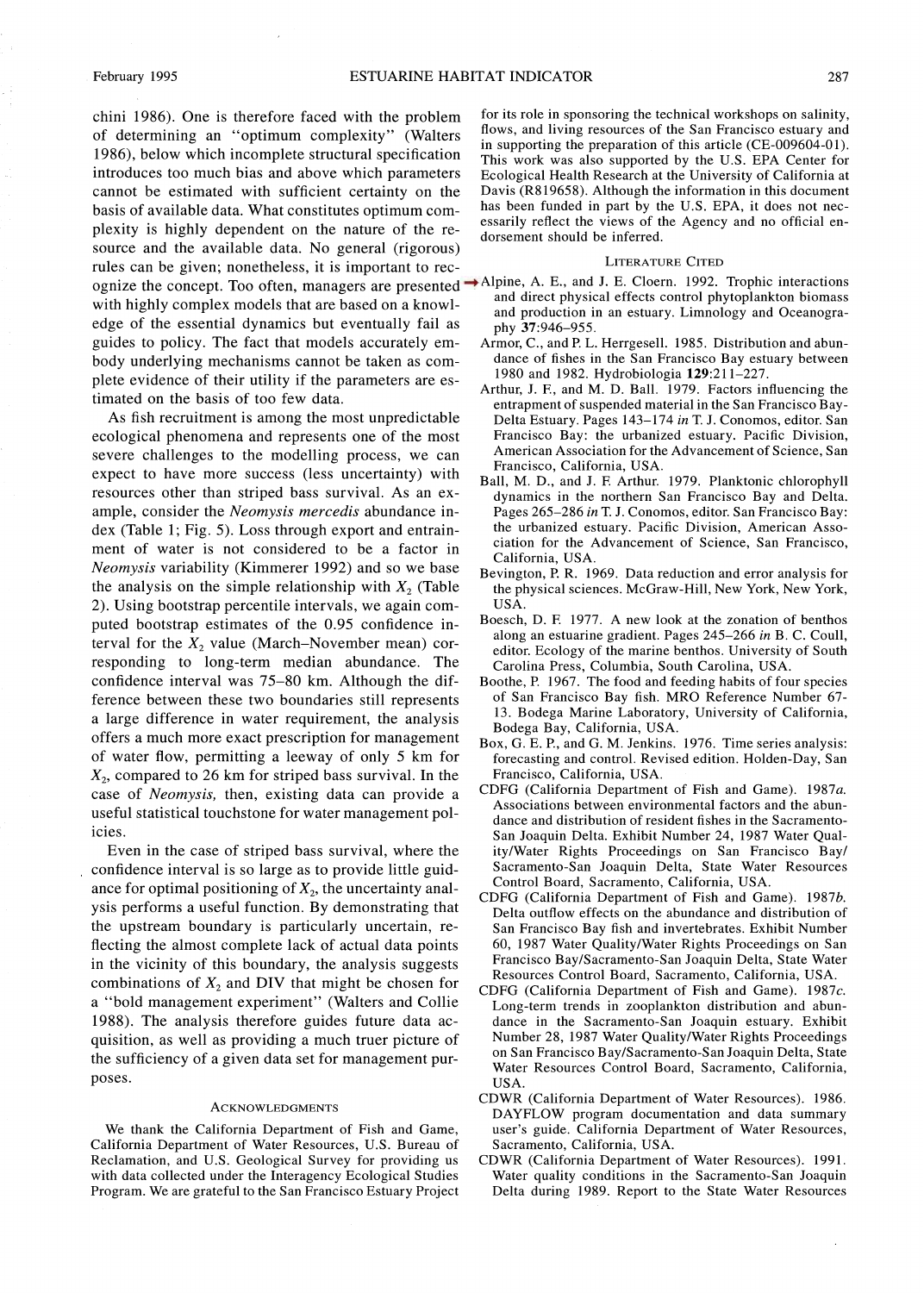chini 1986). One is therefore faced with the problem of determining an "optimum complexity" (Walters 1986), below which incomplete structural specification introduces too much bias and above which parameters cannot be estimated with sufficient certainty on the basis of available data. What constitutes optimum complexity is highly dependent on the nature of the resource and the available data. No general (rigorous) rules can be given; nonetheless, it is important to recognize the concept. Too often, managers are presented with highly complex models that are based on a knowledge of the essential dynamics but eventually fail as guides to policy. The fact that models accurately embody underlying mechanisms cannot be taken as complete evidence of their utility if the parameters are estimated on the basis of too few data.

As fish recruitment is among the most unpredictable ecological phenomena and represents one of the most severe challenges to the modelling process, we can expect to have more success (less uncertainty) with resources other than striped bass survival. As an example, consider the *Neomysis mercedis* abundance index (Table 1; Fig. 5). Loss through export and entrainment of water is not considered to be a factor in *Neomysis* variability (Kimmerer 1992) and so we base the analysis on the simple relationship with $X_2$ (Table 2). Using bootstrap percentile intervals, we again computed bootstrap estimates of the 0.95 confidence interval for the $X_2$ value (March–November mean) corresponding to long-term median abundance. The confidence interval was 75–80 km. Although the difference between these two boundaries still represents a large difference in water requirement, the analysis offers a much more exact prescription for management of water flow, permitting a leeway of only 5 km for $X_2$, compared to 26 km for striped bass survival. In the case of *Neomysis,* then, existing data can provide a useful statistical touchstone for water management policies.

Even in the case of striped bass survival, where the confidence interval is so large as to provide little guidance for optimal positioning of $X_2$, the uncertainty analysis performs a useful function. By demonstrating that the upstream boundary is particularly uncertain, reflecting the almost complete lack of actual data points in the vicinity of this boundary, the analysis suggests combinations of $X_2$ and DIV that might be chosen for a "bold management experiment" (Walters and Collie 1988). The analysis therefore guides future data acquisition, as well as providing a much truer picture of the sufficiency of a given data set for management purposes.

## Acknowledgments

We thank the California Department of Fish and Game, California Department of Water Resources, U.S. Bureau of Reclamation, and U.S. Geological Survey for providing us with data collected under the Interagency Ecological Studies Program. We are grateful to the San Francisco Estuary Project for its role in sponsoring the technical workshops on salinity, flows, and living resources of the San Francisco estuary and in supporting the preparation of this article (CE-009604-01). This work was also supported by the U.S. EPA Center for Ecological Health Research at the University of California at Davis (R819658). Although the information in this document has been funded in part by the U.S. EPA, it does not necessarily reflect the views of the Agency and no official endorsement should be inferred.

## Literature Cited

Alpine, A. E., and J. E. Cloern. 1992. Trophic interactions and direct physical effects control phytoplankton biomass and production in an estuary. Limnology and Oceanography **37**:946–955.

Armor, C., and P. L. Herrgesell. 1985. Distribution and abundance of fishes in the San Francisco Bay estuary between 1980 and 1982. Hydrobiologia **129**:211–227.

Arthur, J. F., and M. D. Ball. 1979. Factors influencing the entrapment of suspended material in the San Francisco Bay-Delta Estuary. Pages 143–174 *in* T. J. Conomos, editor. San Francisco Bay: the urbanized estuary. Pacific Division, American Association for the Advancement of Science, San Francisco, California, USA.

Ball, M. D., and J. F. Arthur. 1979. Planktonic chlorophyll dynamics in the northern San Francisco Bay and Delta. Pages 265–286 *in* T. J. Conomos, editor. San Francisco Bay: the urbanized estuary. Pacific Division, American Association for the Advancement of Science, San Francisco, California, USA.

Bevington, P. R. 1969. Data reduction and error analysis for the physical sciences. McGraw-Hill, New York, New York, USA.

Boesch, D. F. 1977. A new look at the zonation of benthos along an estuarine gradient. Pages 245–266 *in* B. C. Coull, editor. Ecology of the marine benthos. University of South Carolina Press, Columbia, South Carolina, USA.

Boothe, P. 1967. The food and feeding habits of four species of San Francisco Bay fish. MRO Reference Number 67-13. Bodega Marine Laboratory, University of California, Bodega Bay, California, USA.

Box, G. E. P., and G. M. Jenkins. 1976. Time series analysis: forecasting and control. Revised edition. Holden-Day, San Francisco, California, USA.

CDFG (California Department of Fish and Game). 1987*a*. Associations between environmental factors and the abundance and distribution of resident fishes in the Sacramento-San Joaquin Delta. Exhibit Number 24, 1987 Water Quality/Water Rights Proceedings on San Francisco Bay/Sacramento-San Joaquin Delta, State Water Resources Control Board, Sacramento, California, USA.

CDFG (California Department of Fish and Game). 1987*b*. Delta outflow effects on the abundance and distribution of San Francisco Bay fish and invertebrates. Exhibit Number 60, 1987 Water Quality/Water Rights Proceedings on San Francisco Bay/Sacramento-San Joaquin Delta, State Water Resources Control Board, Sacramento, California, USA.

CDFG (California Department of Fish and Game). 1987*c*. Long-term trends in zooplankton distribution and abundance in the Sacramento-San Joaquin estuary. Exhibit Number 28, 1987 Water Quality/Water Rights Proceedings on San Francisco Bay/Sacramento-San Joaquin Delta, State Water Resources Control Board, Sacramento, California, USA.

CDWR (California Department of Water Resources). 1986. DAYFLOW program documentation and data summary user's guide. California Department of Water Resources, Sacramento, California, USA.

CDWR (California Department of Water Resources). 1991. Water quality conditions in the Sacramento-San Joaquin Delta during 1989. Report to the State Water Resources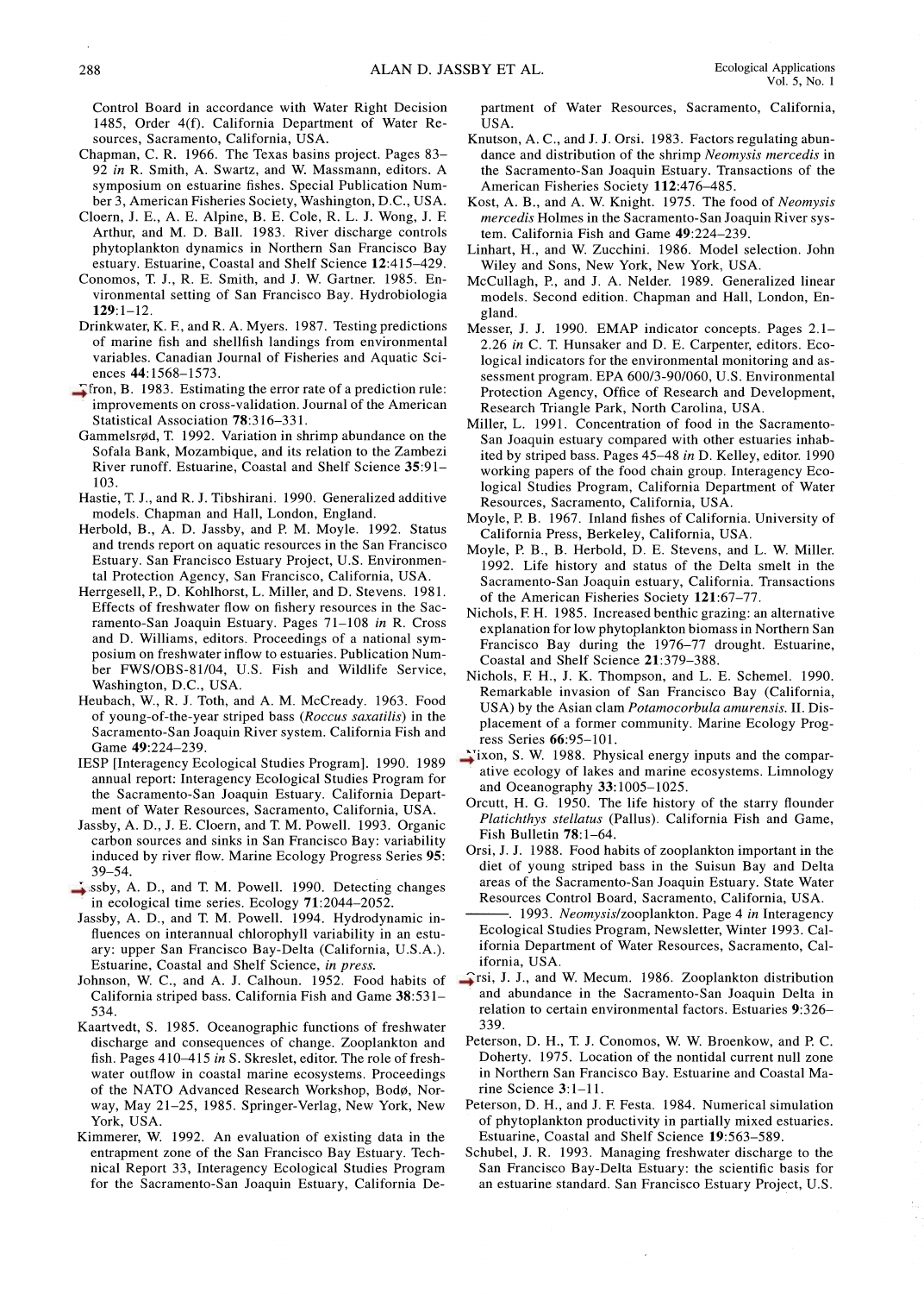Control Board in accordance with Water Right Decision 1485, Order 4(f). California Department of Water Resources, Sacramento, California, USA.

Chapman, C. R. 1966. The Texas basins project. Pages 83–92 *in* R. Smith, A. Swartz, and W. Massmann, editors. A symposium on estuarine fishes. Special Publication Number 3, American Fisheries Society, Washington, D.C., USA.

Cloern, J. E., A. E. Alpine, B. E. Cole, R. L. J. Wong, J. F. Arthur, and M. D. Ball. 1983. River discharge controls phytoplankton dynamics in Northern San Francisco Bay estuary. Estuarine, Coastal and Shelf Science **12**:415–429.

Conomos, T. J., R. E. Smith, and J. W. Gartner. 1985. Environmental setting of San Francisco Bay. Hydrobiologia **129**:1–12.

Drinkwater, K. F., and R. A. Myers. 1987. Testing predictions of marine fish and shellfish landings from environmental variables. Canadian Journal of Fisheries and Aquatic Sciences **44**:1568–1573.

Efron, B. 1983. Estimating the error rate of a prediction rule: improvements on cross-validation. Journal of the American Statistical Association **78**:316–331.

Gammelsrød, T. 1992. Variation in shrimp abundance on the Sofala Bank, Mozambique, and its relation to the Zambezi River runoff. Estuarine, Coastal and Shelf Science **35**:91–103.

Hastie, T. J., and R. J. Tibshirani. 1990. Generalized additive models. Chapman and Hall, London, England.

Herbold, B., A. D. Jassby, and P. M. Moyle. 1992. Status and trends report on aquatic resources in the San Francisco Estuary. San Francisco Estuary Project, U.S. Environmental Protection Agency, San Francisco, California, USA.

Herrgesell, P., D. Kohlhorst, L. Miller, and D. Stevens. 1981. Effects of freshwater flow on fishery resources in the Sacramento-San Joaquin Estuary. Pages 71–108 *in* R. Cross and D. Williams, editors. Proceedings of a national symposium on freshwater inflow to estuaries. Publication Number FWS/OBS-81/04, U.S. Fish and Wildlife Service, Washington, D.C., USA.

Heubach, W., R. J. Toth, and A. M. McCready. 1963. Food of young-of-the-year striped bass (*Roccus saxatilis*) in the Sacramento-San Joaquin River system. California Fish and Game **49**:224–239.

IESP [Interagency Ecological Studies Program]. 1990. 1989 annual report: Interagency Ecological Studies Program for the Sacramento-San Joaquin Estuary. California Department of Water Resources, Sacramento, California, USA.

Jassby, A. D., J. E. Cloern, and T. M. Powell. 1993. Organic carbon sources and sinks in San Francisco Bay: variability induced by river flow. Marine Ecology Progress Series **95**: 39–54.

Jassby, A. D., and T. M. Powell. 1990. Detecting changes in ecological time series. Ecology **71**:2044–2052.

Jassby, A. D., and T. M. Powell. 1994. Hydrodynamic influences on interannual chlorophyll variability in an estuary: upper San Francisco Bay-Delta (California, U.S.A.). Estuarine, Coastal and Shelf Science, *in press*.

Johnson, W. C., and A. J. Calhoun. 1952. Food habits of California striped bass. California Fish and Game **38**:531–534.

Kaartvedt, S. 1985. Oceanographic functions of freshwater discharge and consequences of change. Zooplankton and fish. Pages 410–415 *in* S. Skreslet, editor. The role of freshwater outflow in coastal marine ecosystems. Proceedings of the NATO Advanced Research Workshop, Bodø, Norway, May 21–25, 1985. Springer-Verlag, New York, New York, USA.

Kimmerer, W. 1992. An evaluation of existing data in the entrapment zone of the San Francisco Bay Estuary. Technical Report 33, Interagency Ecological Studies Program for the Sacramento-San Joaquin Estuary, California Department of Water Resources, Sacramento, California, USA.

Knutson, A. C., and J. J. Orsi. 1983. Factors regulating abundance and distribution of the shrimp *Neomysis mercedis* in the Sacramento-San Joaquin Estuary. Transactions of the American Fisheries Society **112**:476–485.

Kost, A. B., and A. W. Knight. 1975. The food of *Neomysis mercedis* Holmes in the Sacramento-San Joaquin River system. California Fish and Game **49**:224–239.

Linhart, H., and W. Zucchini. 1986. Model selection. John Wiley and Sons, New York, New York, USA.

McCullagh, P., and J. A. Nelder. 1989. Generalized linear models. Second edition. Chapman and Hall, London, England.

Messer, J. J. 1990. EMAP indicator concepts. Pages 2.1–2.26 *in* C. T. Hunsaker and D. E. Carpenter, editors. Ecological indicators for the environmental monitoring and assessment program. EPA 600/3-90/060, U.S. Environmental Protection Agency, Office of Research and Development, Research Triangle Park, North Carolina, USA.

Miller, L. 1991. Concentration of food in the Sacramento-San Joaquin estuary compared with other estuaries inhabited by striped bass. Pages 45–48 *in* D. Kelley, editor. 1990 working papers of the food chain group. Interagency Ecological Studies Program, California Department of Water Resources, Sacramento, California, USA.

Moyle, P. B. 1967. Inland fishes of California. University of California Press, Berkeley, California, USA.

Moyle, P. B., B. Herbold, D. E. Stevens, and L. W. Miller. 1992. Life history and status of the Delta smelt in the Sacramento-San Joaquin estuary, California. Transactions of the American Fisheries Society **121**:67–77.

Nichols, F. H. 1985. Increased benthic grazing: an alternative explanation for low phytoplankton biomass in Northern San Francisco Bay during the 1976–77 drought. Estuarine, Coastal and Shelf Science **21**:379–388.

Nichols, F. H., J. K. Thompson, and L. E. Schemel. 1990. Remarkable invasion of San Francisco Bay (California, USA) by the Asian clam *Potamocorbula amurensis*. II. Displacement of a former community. Marine Ecology Progress Series **66**:95–101.

Nixon, S. W. 1988. Physical energy inputs and the comparative ecology of lakes and marine ecosystems. Limnology and Oceanography **33**:1005–1025.

Orcutt, H. G. 1950. The life history of the starry flounder *Platichthys stellatus* (Pallus). California Fish and Game, Fish Bulletin **78**:1–64.

Orsi, J. J. 1988. Food habits of zooplankton important in the diet of young striped bass in the Suisun Bay and Delta areas of the Sacramento-San Joaquin Estuary. State Water Resources Control Board, Sacramento, California, USA.

———. 1993. *Neomysis*/zooplankton. Page 4 *in* Interagency Ecological Studies Program, Newsletter, Winter 1993. California Department of Water Resources, Sacramento, California, USA.

Orsi, J. J., and W. Mecum. 1986. Zooplankton distribution and abundance in the Sacramento-San Joaquin Delta in relation to certain environmental factors. Estuaries **9**:326–339.

Peterson, D. H., T. J. Conomos, W. W. Broenkow, and P. C. Doherty. 1975. Location of the nontidal current null zone in Northern San Francisco Bay. Estuarine and Coastal Marine Science **3**:1–11.

Peterson, D. H., and J. F. Festa. 1984. Numerical simulation of phytoplankton productivity in partially mixed estuaries. Estuarine, Coastal and Shelf Science **19**:563–589.

Schubel, J. R. 1993. Managing freshwater discharge to the San Francisco Bay-Delta Estuary: the scientific basis for an estuarine standard. San Francisco Estuary Project, U.S.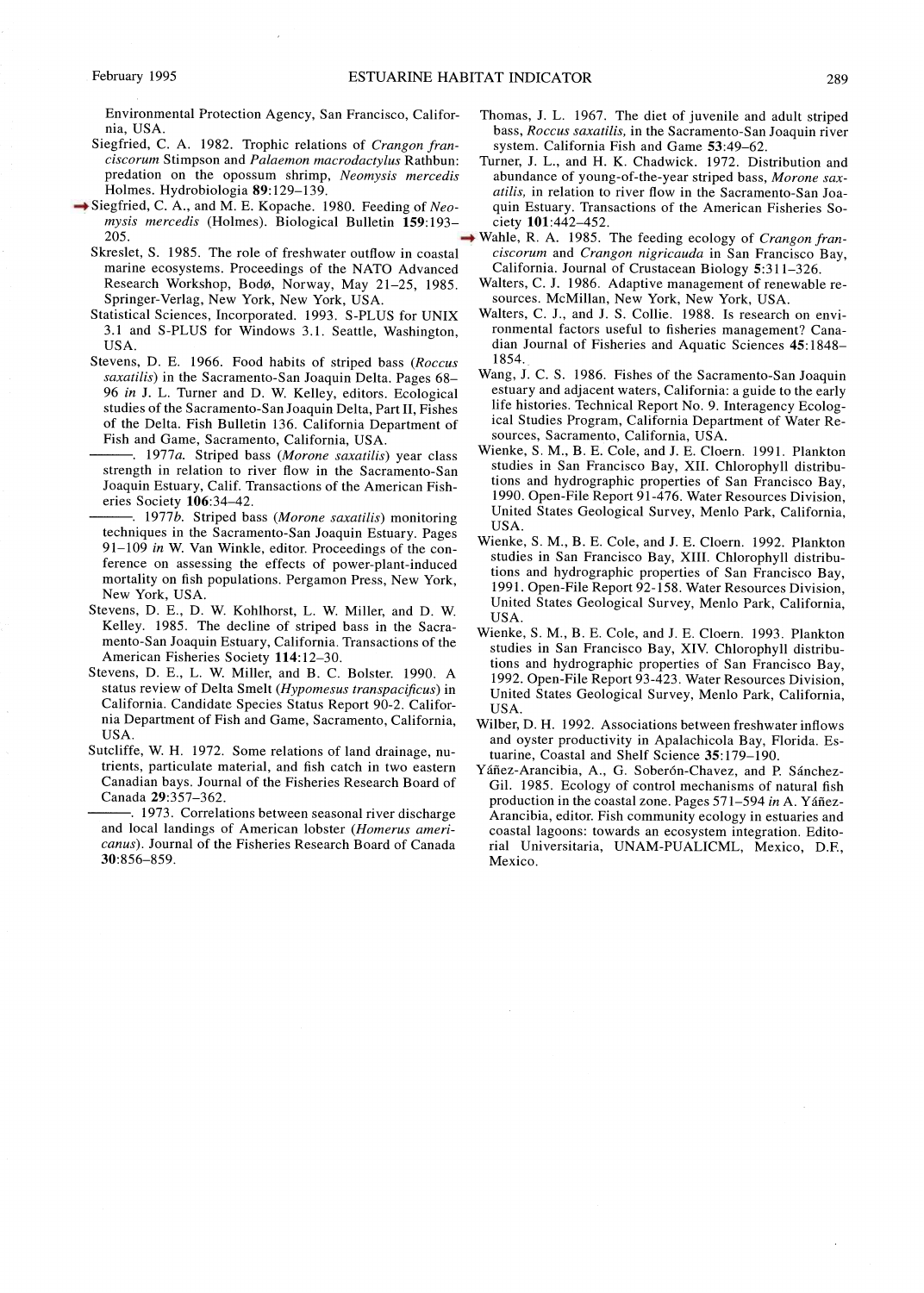Environmental Protection Agency, San Francisco, California, USA.

Siegfried, C. A. 1982. Trophic relations of *Crangon franciscorum* Stimpson and *Palaemon macrodactylus* Rathbun: predation on the opossum shrimp, *Neomysis mercedis* Holmes. Hydrobiologia **89**:129–139.

→ Siegfried, C. A., and M. E. Kopache. 1980. Feeding of *Neomysis mercedis* (Holmes). Biological Bulletin **159**:193–205.

Skreslet, S. 1985. The role of freshwater outflow in coastal marine ecosystems. Proceedings of the NATO Advanced Research Workshop, Bodø, Norway, May 21–25, 1985. Springer-Verlag, New York, New York, USA.

Statistical Sciences, Incorporated. 1993. S-PLUS for UNIX 3.1 and S-PLUS for Windows 3.1. Seattle, Washington, USA.

Stevens, D. E. 1966. Food habits of striped bass (*Roccus saxatilis*) in the Sacramento-San Joaquin Delta. Pages 68–96 *in* J. L. Turner and D. W. Kelley, editors. Ecological studies of the Sacramento-San Joaquin Delta, Part II, Fishes of the Delta. Fish Bulletin 136. California Department of Fish and Game, Sacramento, California, USA.

———. 1977*a*. Striped bass (*Morone saxatilis*) year class strength in relation to river flow in the Sacramento-San Joaquin Estuary, Calif. Transactions of the American Fisheries Society **106**:34–42.

———. 1977*b*. Striped bass (*Morone saxatilis*) monitoring techniques in the Sacramento-San Joaquin Estuary. Pages 91–109 *in* W. Van Winkle, editor. Proceedings of the conference on assessing the effects of power-plant-induced mortality on fish populations. Pergamon Press, New York, New York, USA.

Stevens, D. E., D. W. Kohlhorst, L. W. Miller, and D. W. Kelley. 1985. The decline of striped bass in the Sacramento-San Joaquin Estuary, California. Transactions of the American Fisheries Society **114**:12–30.

Stevens, D. E., L. W. Miller, and B. C. Bolster. 1990. A status review of Delta Smelt (*Hypomesus transpacificus*) in California. Candidate Species Status Report 90-2. California Department of Fish and Game, Sacramento, California, USA.

Sutcliffe, W. H. 1972. Some relations of land drainage, nutrients, particulate material, and fish catch in two eastern Canadian bays. Journal of the Fisheries Research Board of Canada **29**:357–362.

———. 1973. Correlations between seasonal river discharge and local landings of American lobster (*Homerus americanus*). Journal of the Fisheries Research Board of Canada **30**:856–859.

Thomas, J. L. 1967. The diet of juvenile and adult striped bass, *Roccus saxatilis*, in the Sacramento-San Joaquin river system. California Fish and Game **53**:49–62.

Turner, J. L., and H. K. Chadwick. 1972. Distribution and abundance of young-of-the-year striped bass, *Morone saxatilis*, in relation to river flow in the Sacramento-San Joaquin Estuary. Transactions of the American Fisheries Society **101**:442–452.

→ Wahle, R. A. 1985. The feeding ecology of *Crangon franciscorum* and *Crangon nigricauda* in San Francisco Bay, California. Journal of Crustacean Biology **5**:311–326.

Walters, C. J. 1986. Adaptive management of renewable resources. McMillan, New York, New York, USA.

Walters, C. J., and J. S. Collie. 1988. Is research on environmental factors useful to fisheries management? Canadian Journal of Fisheries and Aquatic Sciences **45**:1848–1854.

Wang, J. C. S. 1986. Fishes of the Sacramento-San Joaquin estuary and adjacent waters, California: a guide to the early life histories. Technical Report No. 9. Interagency Ecological Studies Program, California Department of Water Resources, Sacramento, California, USA.

Wienke, S. M., B. E. Cole, and J. E. Cloern. 1991. Plankton studies in San Francisco Bay, XII. Chlorophyll distributions and hydrographic properties of San Francisco Bay, 1990. Open-File Report 91-476. Water Resources Division, United States Geological Survey, Menlo Park, California, USA.

Wienke, S. M., B. E. Cole, and J. E. Cloern. 1992. Plankton studies in San Francisco Bay, XIII. Chlorophyll distributions and hydrographic properties of San Francisco Bay, 1991. Open-File Report 92-158. Water Resources Division, United States Geological Survey, Menlo Park, California, USA.

Wienke, S. M., B. E. Cole, and J. E. Cloern. 1993. Plankton studies in San Francisco Bay, XIV. Chlorophyll distributions and hydrographic properties of San Francisco Bay, 1992. Open-File Report 93-423. Water Resources Division, United States Geological Survey, Menlo Park, California, USA.

Wilber, D. H. 1992. Associations between freshwater inflows and oyster productivity in Apalachicola Bay, Florida. Estuarine, Coastal and Shelf Science **35**:179–190.

Yáñez-Arancibia, A., G. Soberón-Chavez, and P. Sánchez-Gil. 1985. Ecology of control mechanisms of natural fish production in the coastal zone. Pages 571–594 *in* A. Yáñez-Arancibia, editor. Fish community ecology in estuaries and coastal lagoons: towards an ecosystem integration. Editorial Universitaria, UNAM-PUALICML, Mexico, D.F., Mexico.